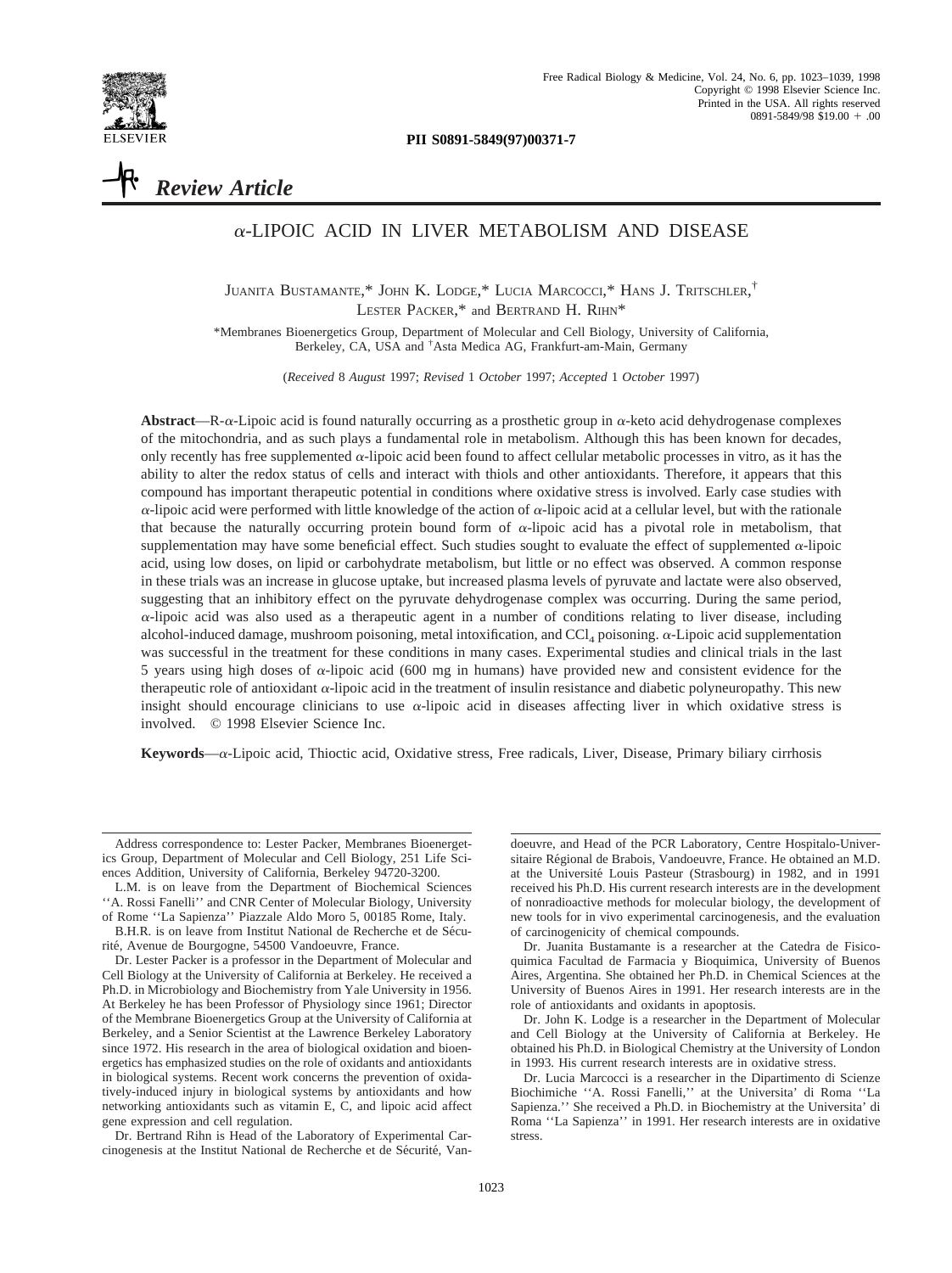*Review Article*

# α-LIPOIC ACID IN LIVER METABOLISM AND DISEASE

Juanita Bustamante,* John K. Lodge,* Lucia Marcocci,* Hans J. Tritschler,† Lester Packer,* and Bertrand H. Rihn*

*Membranes Bioenergetics Group, Department of Molecular and Cell Biology, University of California, Berkeley, CA, USA and †Asta Medica AG, Frankfurt-am-Main, Germany

(*Received* 8 *August* 1997; *Revised* 1 *October* 1997; *Accepted* 1 *October* 1997)

**Abstract**—R-α-Lipoic acid is found naturally occurring as a prosthetic group in α-keto acid dehydrogenase complexes of the mitochondria, and as such plays a fundamental role in metabolism. Although this has been known for decades, only recently has free supplemented α-lipoic acid been found to affect cellular metabolic processes in vitro, as it has the ability to alter the redox status of cells and interact with thiols and other antioxidants. Therefore, it appears that this compound has important therapeutic potential in conditions where oxidative stress is involved. Early case studies with α-lipoic acid were performed with little knowledge of the action of α-lipoic acid at a cellular level, but with the rationale that because the naturally occurring protein bound form of α-lipoic acid has a pivotal role in metabolism, that supplementation may have some beneficial effect. Such studies sought to evaluate the effect of supplemented α-lipoic acid, using low doses, on lipid or carbohydrate metabolism, but little or no effect was observed. A common response in these trials was an increase in glucose uptake, but increased plasma levels of pyruvate and lactate were also observed, suggesting that an inhibitory effect on the pyruvate dehydrogenase complex was occurring. During the same period, α-lipoic acid was also used as a therapeutic agent in a number of conditions relating to liver disease, including alcohol-induced damage, mushroom poisoning, metal intoxification, and $CCl_4$ poisoning. α-Lipoic acid supplementation was successful in the treatment for these conditions in many cases. Experimental studies and clinical trials in the last 5 years using high doses of α-lipoic acid (600 mg in humans) have provided new and consistent evidence for the therapeutic role of antioxidant α-lipoic acid in the treatment of insulin resistance and diabetic polyneuropathy. This new insight should encourage clinicians to use α-lipoic acid in diseases affecting liver in which oxidative stress is involved. © 1998 Elsevier Science Inc.

**Keywords**—α-Lipoic acid, Thioctic acid, Oxidative stress, Free radicals, Liver, Disease, Primary biliary cirrhosis

---

Address correspondence to: Lester Packer, Membranes Bioenergetics Group, Department of Molecular and Cell Biology, 251 Life Sciences Addition, University of California, Berkeley 94720-3200.

L.M. is on leave from the Department of Biochemical Sciences ''A. Rossi Fanelli'' and CNR Center of Molecular Biology, University of Rome ''La Sapienza'' Piazzale Aldo Moro 5, 00185 Rome, Italy.

B.H.R. is on leave from Institut National de Recherche et de Sécurité, Avenue de Bourgogne, 54500 Vandoeuvre, France.

Dr. Lester Packer is a professor in the Department of Molecular and Cell Biology at the University of California at Berkeley. He received a Ph.D. in Microbiology and Biochemistry from Yale University in 1956. At Berkeley he has been Professor of Physiology since 1961; Director of the Membrane Bioenergetics Group at the University of California at Berkeley, and a Senior Scientist at the Lawrence Berkeley Laboratory since 1972. His research in the area of biological oxidation and bioenergetics has emphasized studies on the role of oxidants and antioxidants in biological systems. Recent work concerns the prevention of oxidatively-induced injury in biological systems by antioxidants and how networking antioxidants such as vitamin E, C, and lipoic acid affect gene expression and cell regulation.

Dr. Bertrand Rihn is Head of the Laboratory of Experimental Carcinogenesis at the Institut National de Recherche et de Sécurité, Vandoeuvre, and Head of the PCR Laboratory, Centre Hospitalo-Universitaire Régional de Brabois, Vandoeuvre, France. He obtained an M.D. at the Université Louis Pasteur (Strasbourg) in 1982, and in 1991 received his Ph.D. His current research interests are in the development of nonradioactive methods for molecular biology, the development of new tools for in vivo experimental carcinogenesis, and the evaluation of carcinogenicity of chemical compounds.

Dr. Juanita Bustamante is a researcher at the Catedra de Fisicoquimica Facultad de Farmacia y Bioquimica, University of Buenos Aires, Argentina. She obtained her Ph.D. in Chemical Sciences at the University of Buenos Aires in 1991. Her research interests are in the role of antioxidants and oxidants in apoptosis.

Dr. John K. Lodge is a researcher in the Department of Molecular and Cell Biology at the University of California at Berkeley. He obtained his Ph.D. in Biological Chemistry at the University of London in 1993. His current research interests are in oxidative stress.

Dr. Lucia Marcocci is a researcher in the Dipartimento di Scienze Biochimiche ''A. Rossi Fanelli,'' at the Universita' di Roma ''La Sapienza.'' She received a Ph.D. in Biochemistry at the Universita' di Roma ''La Sapienza'' in 1991. Her research interests are in oxidative stress.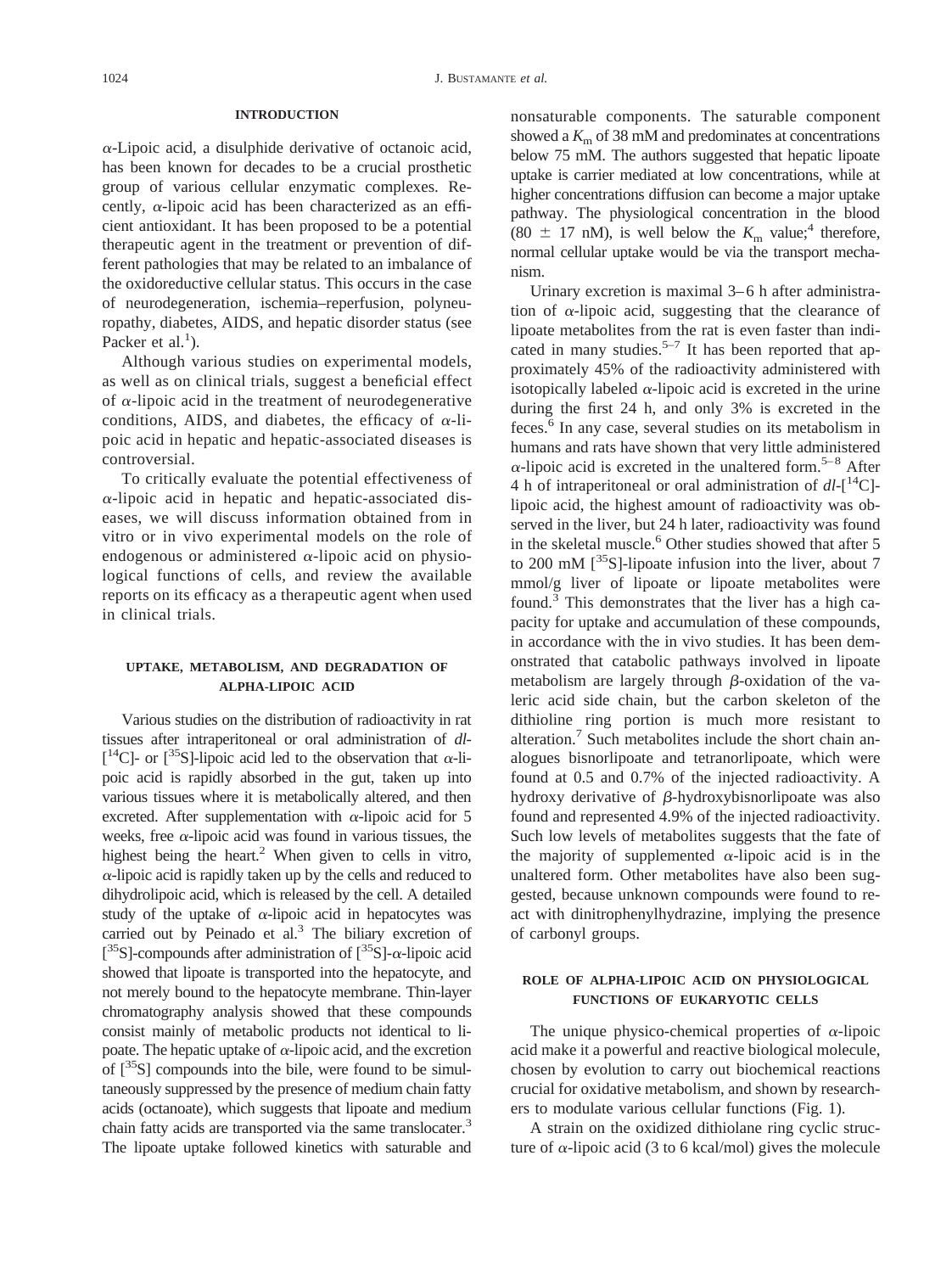## INTRODUCTION

α-Lipoic acid, a disulphide derivative of octanoic acid, has been known for decades to be a crucial prosthetic group of various cellular enzymatic complexes. Recently, α-lipoic acid has been characterized as an efficient antioxidant. It has been proposed to be a potential therapeutic agent in the treatment or prevention of different pathologies that may be related to an imbalance of the oxidoreductive cellular status. This occurs in the case of neurodegeneration, ischemia–reperfusion, polyneuropathy, diabetes, AIDS, and hepatic disorder status (see Packer et al.[1]).

Although various studies on experimental models, as well as on clinical trials, suggest a beneficial effect of α-lipoic acid in the treatment of neurodegenerative conditions, AIDS, and diabetes, the efficacy of α-lipoic acid in hepatic and hepatic-associated diseases is controversial.

To critically evaluate the potential effectiveness of α-lipoic acid in hepatic and hepatic-associated diseases, we will discuss information obtained from in vitro or in vivo experimental models on the role of endogenous or administered α-lipoic acid on physiological functions of cells, and review the available reports on its efficacy as a therapeutic agent when used in clinical trials.

## UPTAKE, METABOLISM, AND DEGRADATION OF ALPHA-LIPOIC ACID

Various studies on the distribution of radioactivity in rat tissues after intraperitoneal or oral administration of *dl*-[$^{14}$C]- or [$^{35}$S]-lipoic acid led to the observation that α-lipoic acid is rapidly absorbed in the gut, taken up into various tissues where it is metabolically altered, and then excreted. After supplementation with α-lipoic acid for 5 weeks, free α-lipoic acid was found in various tissues, the highest being the heart.[2] When given to cells in vitro, α-lipoic acid is rapidly taken up by the cells and reduced to dihydrolipoic acid, which is released by the cell. A detailed study of the uptake of α-lipoic acid in hepatocytes was carried out by Peinado et al.[3] The biliary excretion of [$^{35}$S]-compounds after administration of [$^{35}$S]-α-lipoic acid showed that lipoate is transported into the hepatocyte, and not merely bound to the hepatocyte membrane. Thin-layer chromatography analysis showed that these compounds consist mainly of metabolic products not identical to lipoate. The hepatic uptake of α-lipoic acid, and the excretion of [$^{35}$S] compounds into the bile, were found to be simultaneously suppressed by the presence of medium chain fatty acids (octanoate), which suggests that lipoate and medium chain fatty acids are transported via the same translocater.[3] The lipoate uptake followed kinetics with saturable and nonsaturable components. The saturable component showed a $K_m$ of 38 mM and predominates at concentrations below 75 mM. The authors suggested that hepatic lipoate uptake is carrier mediated at low concentrations, while at higher concentrations diffusion can become a major uptake pathway. The physiological concentration in the blood (80 ± 17 nM), is well below the $K_m$ value;[4] therefore, normal cellular uptake would be via the transport mechanism.

Urinary excretion is maximal 3–6 h after administration of α-lipoic acid, suggesting that the clearance of lipoate metabolites from the rat is even faster than indicated in many studies.[5–7] It has been reported that approximately 45% of the radioactivity administered with isotopically labeled α-lipoic acid is excreted in the urine during the first 24 h, and only 3% is excreted in the feces.[6] In any case, several studies on its metabolism in humans and rats have shown that very little administered α-lipoic acid is excreted in the unaltered form.[5–8] After 4 h of intraperitoneal or oral administration of *dl*-[$^{14}$C]-lipoic acid, the highest amount of radioactivity was observed in the liver, but 24 h later, radioactivity was found in the skeletal muscle.[6] Other studies showed that after 5 to 200 mM [$^{35}$S]-lipoate infusion into the liver, about 7 mmol/g liver of lipoate or lipoate metabolites were found.[3] This demonstrates that the liver has a high capacity for uptake and accumulation of these compounds, in accordance with the in vivo studies. It has been demonstrated that catabolic pathways involved in lipoate metabolism are largely through β-oxidation of the valeric acid side chain, but the carbon skeleton of the dithioline ring portion is much more resistant to alteration.[7] Such metabolites include the short chain analogues bisnorlipoate and tetranorlipoate, which were found at 0.5 and 0.7% of the injected radioactivity. A hydroxy derivative of β-hydroxybisnorlipoate was also found and represented 4.9% of the injected radioactivity. Such low levels of metabolites suggests that the fate of the majority of supplemented α-lipoic acid is in the unaltered form. Other metabolites have also been suggested, because unknown compounds were found to react with dinitrophenylhydrazine, implying the presence of carbonyl groups.

## ROLE OF ALPHA-LIPOIC ACID ON PHYSIOLOGICAL FUNCTIONS OF EUKARYOTIC CELLS

The unique physico-chemical properties of α-lipoic acid make it a powerful and reactive biological molecule, chosen by evolution to carry out biochemical reactions crucial for oxidative metabolism, and shown by researchers to modulate various cellular functions (Fig. 1).

A strain on the oxidized dithiolane ring cyclic structure of α-lipoic acid (3 to 6 kcal/mol) gives the molecule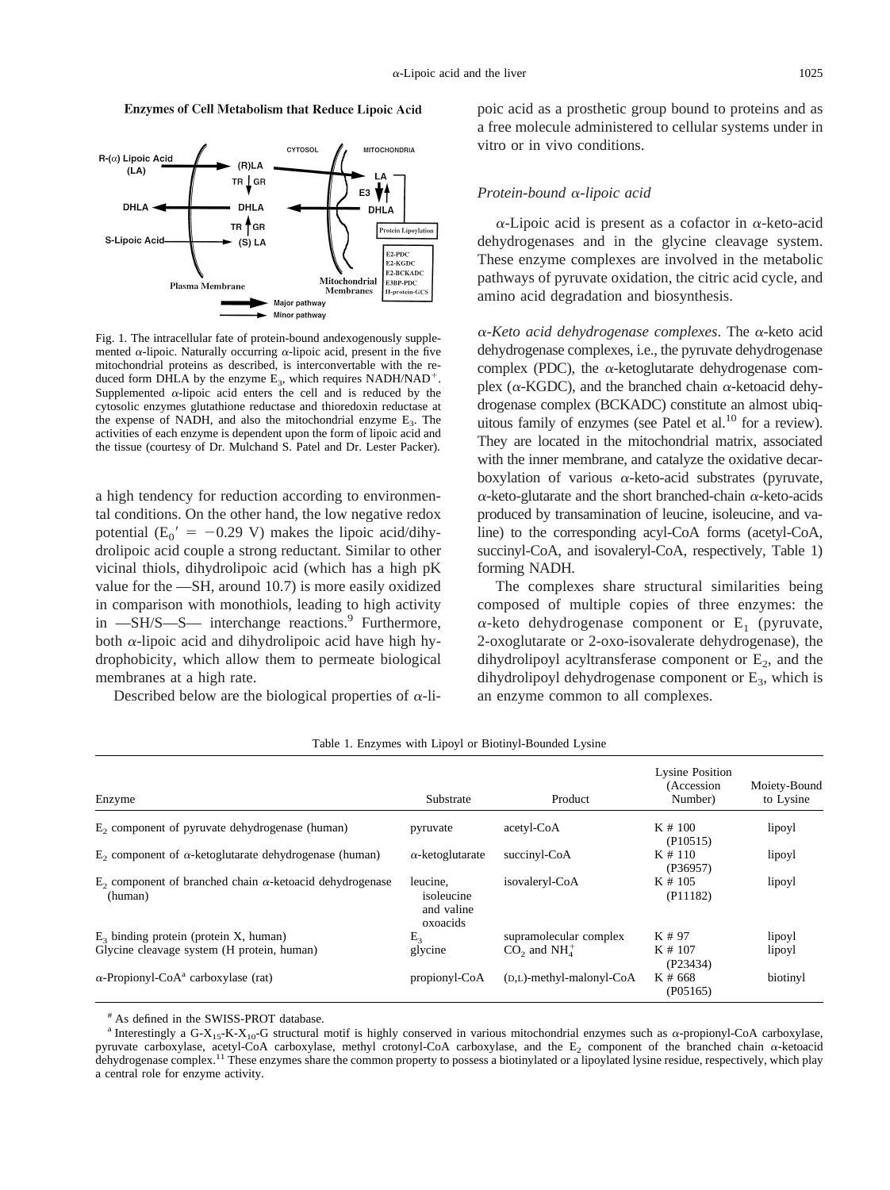**Enzymes of Cell Metabolism that Reduce Lipoic Acid**

Fig. 1. The intracellular fate of protein-bound andexogenously supplemented α-lipoic. Naturally occurring α-lipoic acid, present in the five mitochondrial proteins as described, is interconvertable with the reduced form DHLA by the enzyme $E_3$, which requires $NADH/NAD^+$. Supplemented α-lipoic acid enters the cell and is reduced by the cytosolic enzymes glutathione reductase and thioredoxin reductase at the expense of NADH, and also the mitochondrial enzyme $E_3$. The activities of each enzyme is dependent upon the form of lipoic acid and the tissue (courtesy of Dr. Mulchand S. Patel and Dr. Lester Packer).

a high tendency for reduction according to environmental conditions. On the other hand, the low negative redox potential ($E_0' = -0.29$ V) makes the lipoic acid/dihydrolipoic acid couple a strong reductant. Similar to other vicinal thiols, dihydrolipoic acid (which has a high pK value for the —SH, around 10.7) is more easily oxidized in comparison with monothiols, leading to high activity in —SH/S—S— interchange reactions.[9] Furthermore, both α-lipoic acid and dihydrolipoic acid have high hydrophobicity, which allow them to permeate biological membranes at a high rate.

Described below are the biological properties of α-lipoic acid as a prosthetic group bound to proteins and as a free molecule administered to cellular systems under in vitro or in vivo conditions.

### *Protein-bound α-lipoic acid*

α-Lipoic acid is present as a cofactor in α-keto-acid dehydrogenases and in the glycine cleavage system. These enzyme complexes are involved in the metabolic pathways of pyruvate oxidation, the citric acid cycle, and amino acid degradation and biosynthesis.

*α-Keto acid dehydrogenase complexes*. The α-keto acid dehydrogenase complexes, i.e., the pyruvate dehydrogenase complex (PDC), the α-ketoglutarate dehydrogenase complex (α-KGDC), and the branched chain α-ketoacid dehydrogenase complex (BCKADC) constitute an almost ubiquitous family of enzymes (see Patel et al.[10] for a review). They are located in the mitochondrial matrix, associated with the inner membrane, and catalyze the oxidative decarboxylation of various α-keto-acid substrates (pyruvate, α-keto-glutarate and the short branched-chain α-keto-acids produced by transamination of leucine, isoleucine, and valine) to the corresponding acyl-CoA forms (acetyl-CoA, succinyl-CoA, and isovaleryl-CoA, respectively, Table 1) forming NADH.

The complexes share structural similarities being composed of multiple copies of three enzymes: the α-keto dehydrogenase component or $E_1$ (pyruvate, 2-oxoglutarate or 2-oxo-isovalerate dehydrogenase), the dihydrolipoyl acyltransferase component or $E_2$, and the dihydrolipoyl dehydrogenase component or $E_3$, which is an enzyme common to all complexes.

Table 1. Enzymes with Lipoyl or Biotinyl-Bounded Lysine

| Enzyme | Substrate | Product | Lysine Position (Accession Number) | Moiety-Bound to Lysine |
|---|---|---|---|---|
| $E_2$ component of pyruvate dehydrogenase (human) | pyruvate | acetyl-CoA | K # 100 (P10515) | lipoyl |
| $E_2$ component of α-ketoglutarate dehydrogenase (human) | α-ketoglutarate | succinyl-CoA | K # 110 (P36957) | lipoyl |
| $E_2$ component of branched chain α-ketoacid dehydrogenase (human) | leucine, isoleucine and valine oxoacids | isovaleryl-CoA | K # 105 (P11182) | lipoyl |
| $E_3$ binding protein (protein X, human) | $E_3$ | supramolecular complex | K # 97 | lipoyl |
| Glycine cleavage system (H protein, human) | glycine | $CO_2$ and $NH_4^+$ | K # 107 (P23434) | lipoyl |
| α-Propionyl-CoA[a] carboxylase (rat) | propionyl-CoA | (D,L)-methyl-malonyl-CoA | K # 668 (P05165) | biotinyl |

[#] As defined in the SWISS-PROT database.

[a] Interestingly a G-$X_{15}$-K-$X_{10}$-G structural motif is highly conserved in various mitochondrial enzymes such as α-propionyl-CoA carboxylase, pyruvate carboxylase, acetyl-CoA carboxylase, methyl crotonyl-CoA carboxylase, and the $E_2$ component of the branched chain α-ketoacid dehydrogenase complex.[11] These enzymes share the common property to possess a biotinylated or a lipoylated lysine residue, respectively, which play a central role for enzyme activity.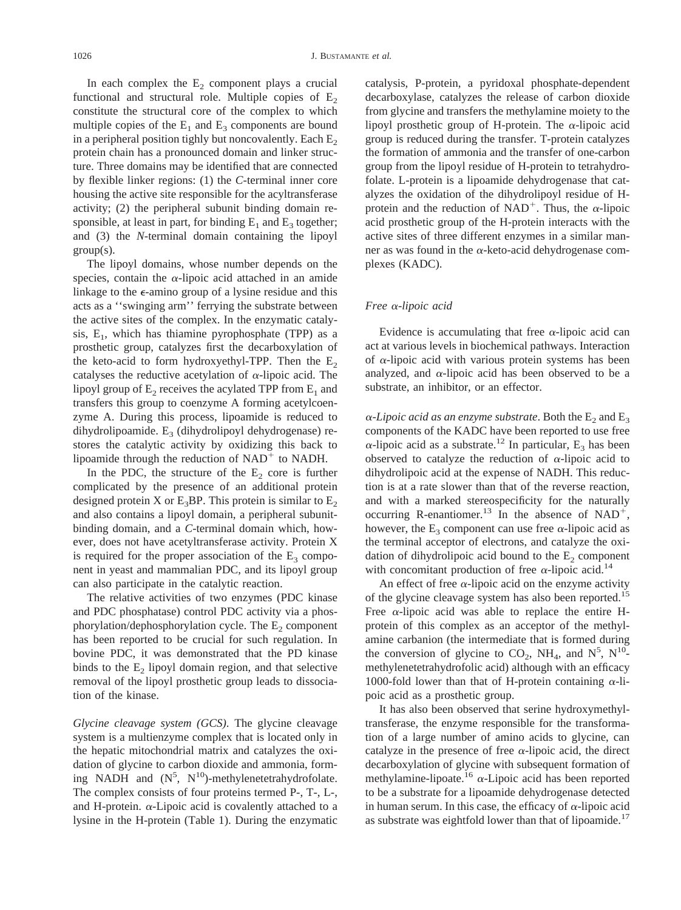In each complex the $E_2$ component plays a crucial functional and structural role. Multiple copies of $E_2$ constitute the structural core of the complex to which multiple copies of the $E_1$ and $E_3$ components are bound in a peripheral position tightly but noncovalently. Each $E_2$ protein chain has a pronounced domain and linker structure. Three domains may be identified that are connected by flexible linker regions: (1) the *C*-terminal inner core housing the active site responsible for the acyltransferase activity; (2) the peripheral subunit binding domain responsible, at least in part, for binding $E_1$ and $E_3$ together; and (3) the *N*-terminal domain containing the lipoyl group(s).

The lipoyl domains, whose number depends on the species, contain the $\alpha$-lipoic acid attached in an amide linkage to the $\epsilon$-amino group of a lysine residue and this acts as a ''swinging arm'' ferrying the substrate between the active sites of the complex. In the enzymatic catalysis, $E_1$, which has thiamine pyrophosphate (TPP) as a prosthetic group, catalyzes first the decarboxylation of the keto-acid to form hydroxyethyl-TPP. Then the $E_2$ catalyses the reductive acetylation of $\alpha$-lipoic acid. The lipoyl group of $E_2$ receives the acylated TPP from $E_1$ and transfers this group to coenzyme A forming acetylcoenzyme A. During this process, lipoamide is reduced to dihydrolipoamide. $E_3$ (dihydrolipoyl dehydrogenase) restores the catalytic activity by oxidizing this back to lipoamide through the reduction of $NAD^+$ to NADH.

In the PDC, the structure of the $E_2$ core is further complicated by the presence of an additional protein designed protein X or $E_3$BP. This protein is similar to $E_2$ and also contains a lipoyl domain, a peripheral subunit-binding domain, and a *C*-terminal domain which, however, does not have acetyltransferase activity. Protein X is required for the proper association of the $E_3$ component in yeast and mammalian PDC, and its lipoyl group can also participate in the catalytic reaction.

The relative activities of two enzymes (PDC kinase and PDC phosphatase) control PDC activity via a phosphorylation/dephosphorylation cycle. The $E_2$ component has been reported to be crucial for such regulation. In bovine PDC, it was demonstrated that the PD kinase binds to the $E_2$ lipoyl domain region, and that selective removal of the lipoyl prosthetic group leads to dissociation of the kinase.

*Glycine cleavage system (GCS)*. The glycine cleavage system is a multienzyme complex that is located only in the hepatic mitochondrial matrix and catalyzes the oxidation of glycine to carbon dioxide and ammonia, forming NADH and ($N^5$, $N^{10}$)-methylenetetrahydrofolate. The complex consists of four proteins termed P-, T-, L-, and H-protein. $\alpha$-Lipoic acid is covalently attached to a lysine in the H-protein (Table 1). During the enzymatic catalysis, P-protein, a pyridoxal phosphate-dependent decarboxylase, catalyzes the release of carbon dioxide from glycine and transfers the methylamine moiety to the lipoyl prosthetic group of H-protein. The $\alpha$-lipoic acid group is reduced during the transfer. T-protein catalyzes the formation of ammonia and the transfer of one-carbon group from the lipoyl residue of H-protein to tetrahydrofolate. L-protein is a lipoamide dehydrogenase that catalyzes the oxidation of the dihydrolipoyl residue of H-protein and the reduction of $NAD^+$. Thus, the $\alpha$-lipoic acid prosthetic group of the H-protein interacts with the active sites of three different enzymes in a similar manner as was found in the $\alpha$-keto-acid dehydrogenase complexes (KADC).

### *Free $\alpha$-lipoic acid*

Evidence is accumulating that free $\alpha$-lipoic acid can act at various levels in biochemical pathways. Interaction of $\alpha$-lipoic acid with various protein systems has been analyzed, and $\alpha$-lipoic acid has been observed to be a substrate, an inhibitor, or an effector.

*$\alpha$-Lipoic acid as an enzyme substrate*. Both the $E_2$ and $E_3$ components of the KADC have been reported to use free $\alpha$-lipoic acid as a substrate.[12] In particular, $E_3$ has been observed to catalyze the reduction of $\alpha$-lipoic acid to dihydrolipoic acid at the expense of NADH. This reduction is at a rate slower than that of the reverse reaction, and with a marked stereospecificity for the naturally occurring R-enantiomer.[13] In the absence of $NAD^+$, however, the $E_3$ component can use free $\alpha$-lipoic acid as the terminal acceptor of electrons, and catalyze the oxidation of dihydrolipoic acid bound to the $E_2$ component with concomitant production of free $\alpha$-lipoic acid.[14]

An effect of free $\alpha$-lipoic acid on the enzyme activity of the glycine cleavage system has also been reported.[15] Free $\alpha$-lipoic acid was able to replace the entire H-protein of this complex as an acceptor of the methylamine carbanion (the intermediate that is formed during the conversion of glycine to $CO_2$, $NH_4$, and $N^5$, $N^{10}$-methylenetetrahydrofolic acid) although with an efficacy 1000-fold lower than that of H-protein containing $\alpha$-lipoic acid as a prosthetic group.

It has also been observed that serine hydroxymethyltransferase, the enzyme responsible for the transformation of a large number of amino acids to glycine, can catalyze in the presence of free $\alpha$-lipoic acid, the direct decarboxylation of glycine with subsequent formation of methylamine-lipoate.[16] $\alpha$-Lipoic acid has been reported to be a substrate for a lipoamide dehydrogenase detected in human serum. In this case, the efficacy of $\alpha$-lipoic acid as substrate was eightfold lower than that of lipoamide.[17]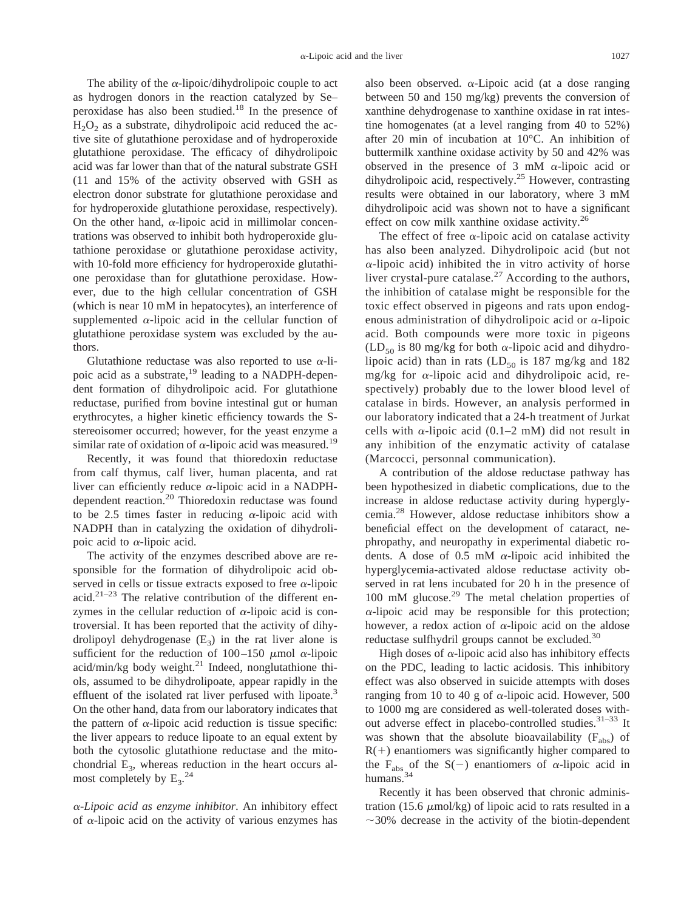The ability of the α-lipoic/dihydrolipoic couple to act as hydrogen donors in the reaction catalyzed by Se–peroxidase has also been studied.[18] In the presence of $H_2O_2$ as a substrate, dihydrolipoic acid reduced the active site of glutathione peroxidase and of hydroperoxide glutathione peroxidase. The efficacy of dihydrolipoic acid was far lower than that of the natural substrate GSH (11 and 15% of the activity observed with GSH as electron donor substrate for glutathione peroxidase and for hydroperoxide glutathione peroxidase, respectively). On the other hand, α-lipoic acid in millimolar concentrations was observed to inhibit both hydroperoxide glutathione peroxidase or glutathione peroxidase activity, with 10-fold more efficiency for hydroperoxide glutathione peroxidase than for glutathione peroxidase. However, due to the high cellular concentration of GSH (which is near 10 mM in hepatocytes), an interference of supplemented α-lipoic acid in the cellular function of glutathione peroxidase system was excluded by the authors.

Glutathione reductase was also reported to use α-lipoic acid as a substrate,[19] leading to a NADPH-dependent formation of dihydrolipoic acid. For glutathione reductase, purified from bovine intestinal gut or human erythrocytes, a higher kinetic efficiency towards the S-stereoisomer occurred; however, for the yeast enzyme a similar rate of oxidation of α-lipoic acid was measured.[19]

Recently, it was found that thioredoxin reductase from calf thymus, calf liver, human placenta, and rat liver can efficiently reduce α-lipoic acid in a NADPH-dependent reaction.[20] Thioredoxin reductase was found to be 2.5 times faster in reducing α-lipoic acid with NADPH than in catalyzing the oxidation of dihydrolipoic acid to α-lipoic acid.

The activity of the enzymes described above are responsible for the formation of dihydrolipoic acid observed in cells or tissue extracts exposed to free α-lipoic acid.[21–23] The relative contribution of the different enzymes in the cellular reduction of α-lipoic acid is controversial. It has been reported that the activity of dihydrolipoyl dehydrogenase ($E_3$) in the rat liver alone is sufficient for the reduction of 100–150 μmol α-lipoic acid/min/kg body weight.[21] Indeed, nonglutathione thiols, assumed to be dihydrolipoate, appear rapidly in the effluent of the isolated rat liver perfused with lipoate.[3] On the other hand, data from our laboratory indicates that the pattern of α-lipoic acid reduction is tissue specific: the liver appears to reduce lipoate to an equal extent by both the cytosolic glutathione reductase and the mitochondrial $E_3$, whereas reduction in the heart occurs almost completely by $E_3$.[24]

*α-Lipoic acid as enzyme inhibitor.* An inhibitory effect of α-lipoic acid on the activity of various enzymes has also been observed. α-Lipoic acid (at a dose ranging between 50 and 150 mg/kg) prevents the conversion of xanthine dehydrogenase to xanthine oxidase in rat intestine homogenates (at a level ranging from 40 to 52%) after 20 min of incubation at 10°C. An inhibition of buttermilk xanthine oxidase activity by 50 and 42% was observed in the presence of 3 mM α-lipoic acid or dihydrolipoic acid, respectively.[25] However, contrasting results were obtained in our laboratory, where 3 mM dihydrolipoic acid was shown not to have a significant effect on cow milk xanthine oxidase activity.[26]

The effect of free α-lipoic acid on catalase activity has also been analyzed. Dihydrolipoic acid (but not α-lipoic acid) inhibited the in vitro activity of horse liver crystal-pure catalase.[27] According to the authors, the inhibition of catalase might be responsible for the toxic effect observed in pigeons and rats upon endogenous administration of dihydrolipoic acid or α-lipoic acid. Both compounds were more toxic in pigeons ($LD_{50}$ is 80 mg/kg for both α-lipoic acid and dihydrolipoic acid) than in rats ($LD_{50}$ is 187 mg/kg and 182 mg/kg for α-lipoic acid and dihydrolipoic acid, respectively) probably due to the lower blood level of catalase in birds. However, an analysis performed in our laboratory indicated that a 24-h treatment of Jurkat cells with α-lipoic acid (0.1–2 mM) did not result in any inhibition of the enzymatic activity of catalase (Marcocci, personnal communication).

A contribution of the aldose reductase pathway has been hypothesized in diabetic complications, due to the increase in aldose reductase activity during hyperglycemia.[28] However, aldose reductase inhibitors show a beneficial effect on the development of cataract, nephropathy, and neuropathy in experimental diabetic rodents. A dose of 0.5 mM α-lipoic acid inhibited the hyperglycemia-activated aldose reductase activity observed in rat lens incubated for 20 h in the presence of 100 mM glucose.[29] The metal chelation properties of α-lipoic acid may be responsible for this protection; however, a redox action of α-lipoic acid on the aldose reductase sulfhydril groups cannot be excluded.[30]

High doses of α-lipoic acid also has inhibitory effects on the PDC, leading to lactic acidosis. This inhibitory effect was also observed in suicide attempts with doses ranging from 10 to 40 g of α-lipoic acid. However, 500 to 1000 mg are considered as well-tolerated doses without adverse effect in placebo-controlled studies.[31–33] It was shown that the absolute bioavailability ($F_{abs}$) of R(+) enantiomers was significantly higher compared to the $F_{abs}$ of the S(−) enantiomers of α-lipoic acid in humans.[34]

Recently it has been observed that chronic administration (15.6 μmol/kg) of lipoic acid to rats resulted in a ~30% decrease in the activity of the biotin-dependent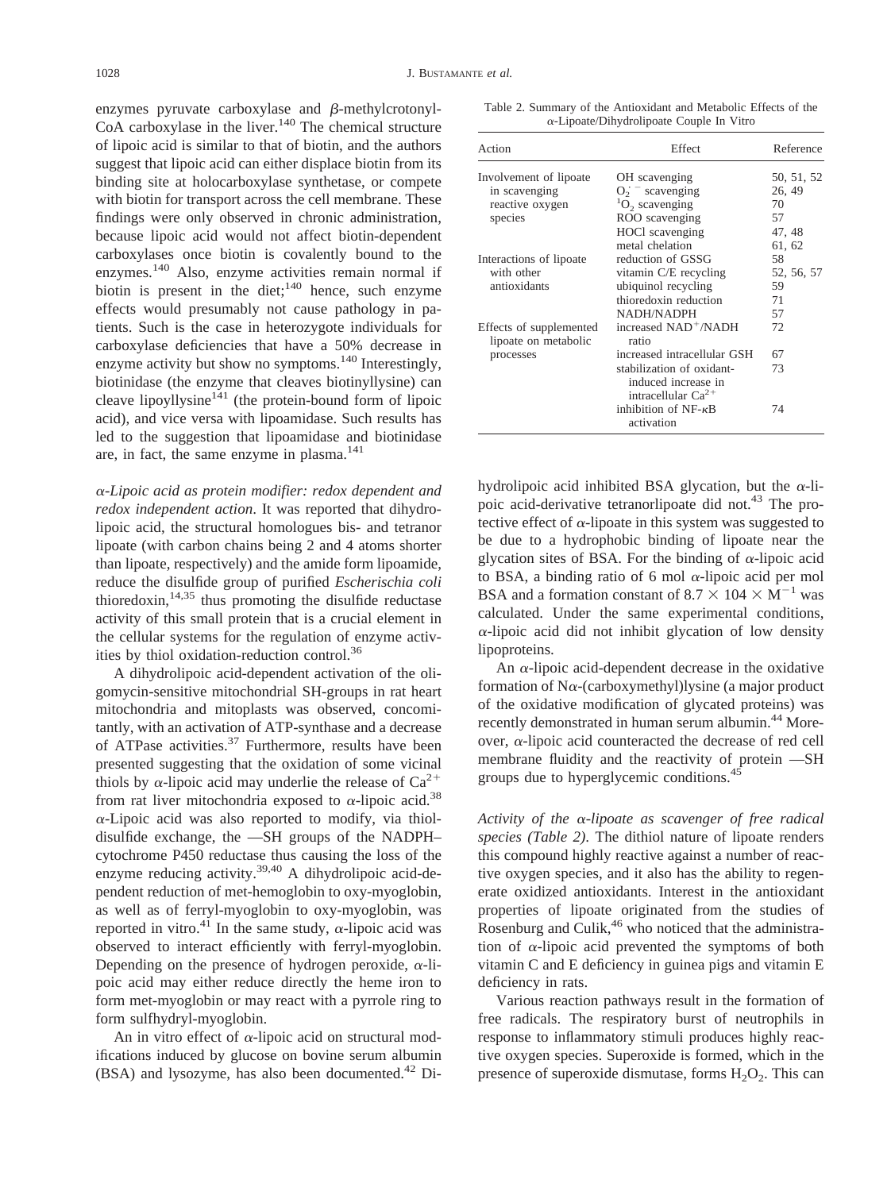enzymes pyruvate carboxylase and β-methylcrotonyl-CoA carboxylase in the liver.[140] The chemical structure of lipoic acid is similar to that of biotin, and the authors suggest that lipoic acid can either displace biotin from its binding site at holocarboxylase synthetase, or compete with biotin for transport across the cell membrane. These findings were only observed in chronic administration, because lipoic acid would not affect biotin-dependent carboxylases once biotin is covalently bound to the enzymes.[140] Also, enzyme activities remain normal if biotin is present in the diet;[140] hence, such enzyme effects would presumably not cause pathology in patients. Such is the case in heterozygote individuals for carboxylase deficiencies that have a 50% decrease in enzyme activity but show no symptoms.[140] Interestingly, biotinidase (the enzyme that cleaves biotinyllysine) can cleave lipoyllysine[141] (the protein-bound form of lipoic acid), and vice versa with lipoamidase. Such results has led to the suggestion that lipoamidase and biotinidase are, in fact, the same enzyme in plasma.[141]

*α-Lipoic acid as protein modifier: redox dependent and redox independent action*. It was reported that dihydrolipoic acid, the structural homologues bis- and tetranor lipoate (with carbon chains being 2 and 4 atoms shorter than lipoate, respectively) and the amide form lipoamide, reduce the disulfide group of purified *Escherischia coli* thioredoxin,[14,35] thus promoting the disulfide reductase activity of this small protein that is a crucial element in the cellular systems for the regulation of enzyme activities by thiol oxidation-reduction control.[36]

A dihydrolipoic acid-dependent activation of the oligomycin-sensitive mitochondrial SH-groups in rat heart mitochondria and mitoplasts was observed, concomitantly, with an activation of ATP-synthase and a decrease of ATPase activities.[37] Furthermore, results have been presented suggesting that the oxidation of some vicinal thiols by α-lipoic acid may underlie the release of $Ca^{2+}$ from rat liver mitochondria exposed to α-lipoic acid.[38] α-Lipoic acid was also reported to modify, via thiol-disulfide exchange, the —SH groups of the NADPH–cytochrome P450 reductase thus causing the loss of the enzyme reducing activity.[39,40] A dihydrolipoic acid-dependent reduction of met-hemoglobin to oxy-myoglobin, as well as of ferryl-myoglobin to oxy-myoglobin, was reported in vitro.[41] In the same study, α-lipoic acid was observed to interact efficiently with ferryl-myoglobin. Depending on the presence of hydrogen peroxide, α-lipoic acid may either reduce directly the heme iron to form met-myoglobin or may react with a pyrrole ring to form sulfhydryl-myoglobin.

An in vitro effect of α-lipoic acid on structural modifications induced by glucose on bovine serum albumin (BSA) and lysozyme, has also been documented.[42] Dihydrolipoic acid inhibited BSA glycation, but the α-lipoic acid-derivative tetranorlipoate did not.[43] The protective effect of α-lipoate in this system was suggested to be due to a hydrophobic binding of lipoate near the glycation sites of BSA. For the binding of α-lipoic acid to BSA, a binding ratio of 6 mol α-lipoic acid per mol BSA and a formation constant of $8.7 \times 104 \times M^{-1}$ was calculated. Under the same experimental conditions, α-lipoic acid did not inhibit glycation of low density lipoproteins.

An α-lipoic acid-dependent decrease in the oxidative formation of Nα-(carboxymethyl)lysine (a major product of the oxidative modification of glycated proteins) was recently demonstrated in human serum albumin.[44] Moreover, α-lipoic acid counteracted the decrease of red cell membrane fluidity and the reactivity of protein —SH groups due to hyperglycemic conditions.[45]

Table 2. Summary of the Antioxidant and Metabolic Effects of the α-Lipoate/Dihydrolipoate Couple In Vitro

| Action | Effect | Reference |
|---|---|---|
| Involvement of lipoate in scavenging reactive oxygen species | OH scavenging | 50, 51, 52 |
| | $O_2^{\cdot -}$ scavenging | 26, 49 |
| | $^1O_2$ scavenging | 70 |
| | ROO scavenging | 57 |
| | HOCl scavenging | 47, 48 |
| | metal chelation | 61, 62 |
| Interactions of lipoate with other antioxidants | reduction of GSSG | 58 |
| | vitamin C/E recycling | 52, 56, 57 |
| | ubiquinol recycling | 59 |
| | thioredoxin reduction | 71 |
| | NADH/NADPH | 57 |
| Effects of supplemented lipoate on metabolic processes | increased $NAD^+$/NADH ratio | 72 |
| | increased intracellular GSH | 67 |
| | stabilization of oxidant-induced increase in intracellular $Ca^{2+}$ | 73 |
| | inhibition of NF-κB activation | 74 |

*Activity of the α-lipoate as scavenger of free radical species (Table 2)*. The dithiol nature of lipoate renders this compound highly reactive against a number of reactive oxygen species, and it also has the ability to regenerate oxidized antioxidants. Interest in the antioxidant properties of lipoate originated from the studies of Rosenburg and Culik,[46] who noticed that the administration of α-lipoic acid prevented the symptoms of both vitamin C and E deficiency in guinea pigs and vitamin E deficiency in rats.

Various reaction pathways result in the formation of free radicals. The respiratory burst of neutrophils in response to inflammatory stimuli produces highly reactive oxygen species. Superoxide is formed, which in the presence of superoxide dismutase, forms $H_2O_2$. This can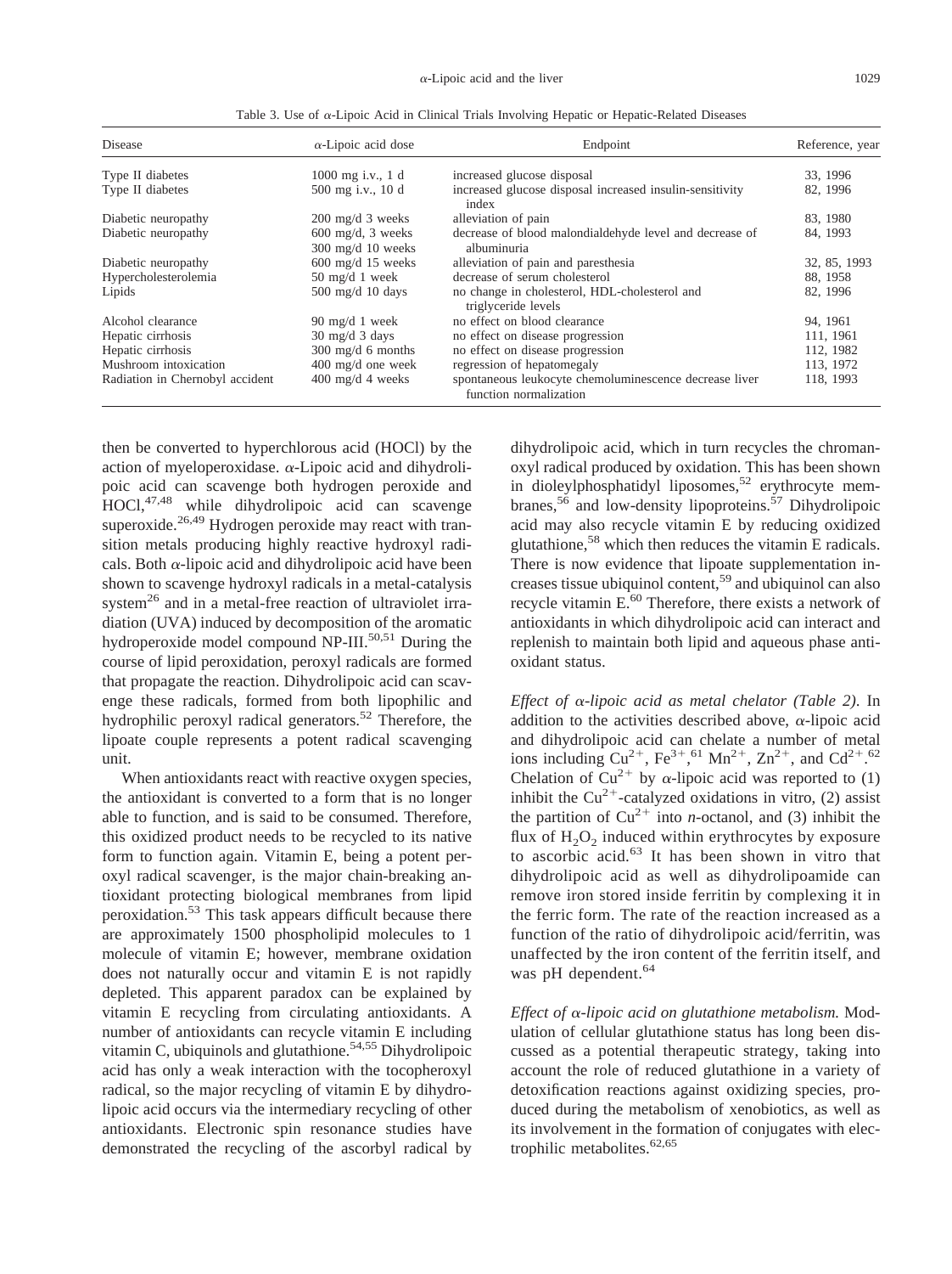Table 3. Use of α-Lipoic Acid in Clinical Trials Involving Hepatic or Hepatic-Related Diseases

| Disease | α-Lipoic acid dose | Endpoint | Reference, year |
|---|---|---|---|
| Type II diabetes | 1000 mg i.v., 1 d | increased glucose disposal | 33, 1996 |
| Type II diabetes | 500 mg i.v., 10 d | increased glucose disposal increased insulin-sensitivity index | 82, 1996 |
| Diabetic neuropathy | 200 mg/d 3 weeks | alleviation of pain | 83, 1980 |
| Diabetic neuropathy | 600 mg/d, 3 weeks 300 mg/d 10 weeks | decrease of blood malondialdehyde level and decrease of albuminuria | 84, 1993 |
| Diabetic neuropathy | 600 mg/d 15 weeks | alleviation of pain and paresthesia | 32, 85, 1993 |
| Hypercholesterolemia | 50 mg/d 1 week | decrease of serum cholesterol | 88, 1958 |
| Lipids | 500 mg/d 10 days | no change in cholesterol, HDL-cholesterol and triglyceride levels | 82, 1996 |
| Alcohol clearance | 90 mg/d 1 week | no effect on blood clearance | 94, 1961 |
| Hepatic cirrhosis | 30 mg/d 3 days | no effect on disease progression | 111, 1961 |
| Hepatic cirrhosis | 300 mg/d 6 months | no effect on disease progression | 112, 1982 |
| Mushroom intoxication | 400 mg/d one week | regression of hepatomegaly | 113, 1972 |
| Radiation in Chernobyl accident | 400 mg/d 4 weeks | spontaneous leukocyte chemoluminescence decrease liver function normalization | 118, 1993 |

then be converted to hyperchlorous acid (HOCl) by the action of myeloperoxidase. α-Lipoic acid and dihydrolipoic acid can scavenge both hydrogen peroxide and HOCl,[47,48] while dihydrolipoic acid can scavenge superoxide.[26,49] Hydrogen peroxide may react with transition metals producing highly reactive hydroxyl radicals. Both α-lipoic acid and dihydrolipoic acid have been shown to scavenge hydroxyl radicals in a metal-catalysis system[26] and in a metal-free reaction of ultraviolet irradiation (UVA) induced by decomposition of the aromatic hydroperoxide model compound NP-III.[50,51] During the course of lipid peroxidation, peroxyl radicals are formed that propagate the reaction. Dihydrolipoic acid can scavenge these radicals, formed from both lipophilic and hydrophilic peroxyl radical generators.[52] Therefore, the lipoate couple represents a potent radical scavenging unit.

When antioxidants react with reactive oxygen species, the antioxidant is converted to a form that is no longer able to function, and is said to be consumed. Therefore, this oxidized product needs to be recycled to its native form to function again. Vitamin E, being a potent peroxyl radical scavenger, is the major chain-breaking antioxidant protecting biological membranes from lipid peroxidation.[53] This task appears difficult because there are approximately 1500 phospholipid molecules to 1 molecule of vitamin E; however, membrane oxidation does not naturally occur and vitamin E is not rapidly depleted. This apparent paradox can be explained by vitamin E recycling from circulating antioxidants. A number of antioxidants can recycle vitamin E including vitamin C, ubiquinols and glutathione.[54,55] Dihydrolipoic acid has only a weak interaction with the tocopheroxyl radical, so the major recycling of vitamin E by dihydrolipoic acid occurs via the intermediary recycling of other antioxidants. Electronic spin resonance studies have demonstrated the recycling of the ascorbyl radical by dihydrolipoic acid, which in turn recycles the chromanoxyl radical produced by oxidation. This has been shown in dioleylphosphatidyl liposomes,[52] erythrocyte membranes,[56] and low-density lipoproteins.[57] Dihydrolipoic acid may also recycle vitamin E by reducing oxidized glutathione,[58] which then reduces the vitamin E radicals. There is now evidence that lipoate supplementation increases tissue ubiquinol content,[59] and ubiquinol can also recycle vitamin E.[60] Therefore, there exists a network of antioxidants in which dihydrolipoic acid can interact and replenish to maintain both lipid and aqueous phase antioxidant status.

*Effect of α-lipoic acid as metal chelator (Table 2).* In addition to the activities described above, α-lipoic acid and dihydrolipoic acid can chelate a number of metal ions including $Cu^{2+}$, $Fe^{3+}$,[61] $Mn^{2+}$, $Zn^{2+}$, and $Cd^{2+}$.[62] Chelation of $Cu^{2+}$ by α-lipoic acid was reported to (1) inhibit the $Cu^{2+}$-catalyzed oxidations in vitro, (2) assist the partition of $Cu^{2+}$ into *n*-octanol, and (3) inhibit the flux of $H_2O_2$ induced within erythrocytes by exposure to ascorbic acid.[63] It has been shown in vitro that dihydrolipoic acid as well as dihydrolipoamide can remove iron stored inside ferritin by complexing it in the ferric form. The rate of the reaction increased as a function of the ratio of dihydrolipoic acid/ferritin, was unaffected by the iron content of the ferritin itself, and was pH dependent.[64]

*Effect of α-lipoic acid on glutathione metabolism.* Modulation of cellular glutathione status has long been discussed as a potential therapeutic strategy, taking into account the role of reduced glutathione in a variety of detoxification reactions against oxidizing species, produced during the metabolism of xenobiotics, as well as its involvement in the formation of conjugates with electrophilic metabolites.[62,65]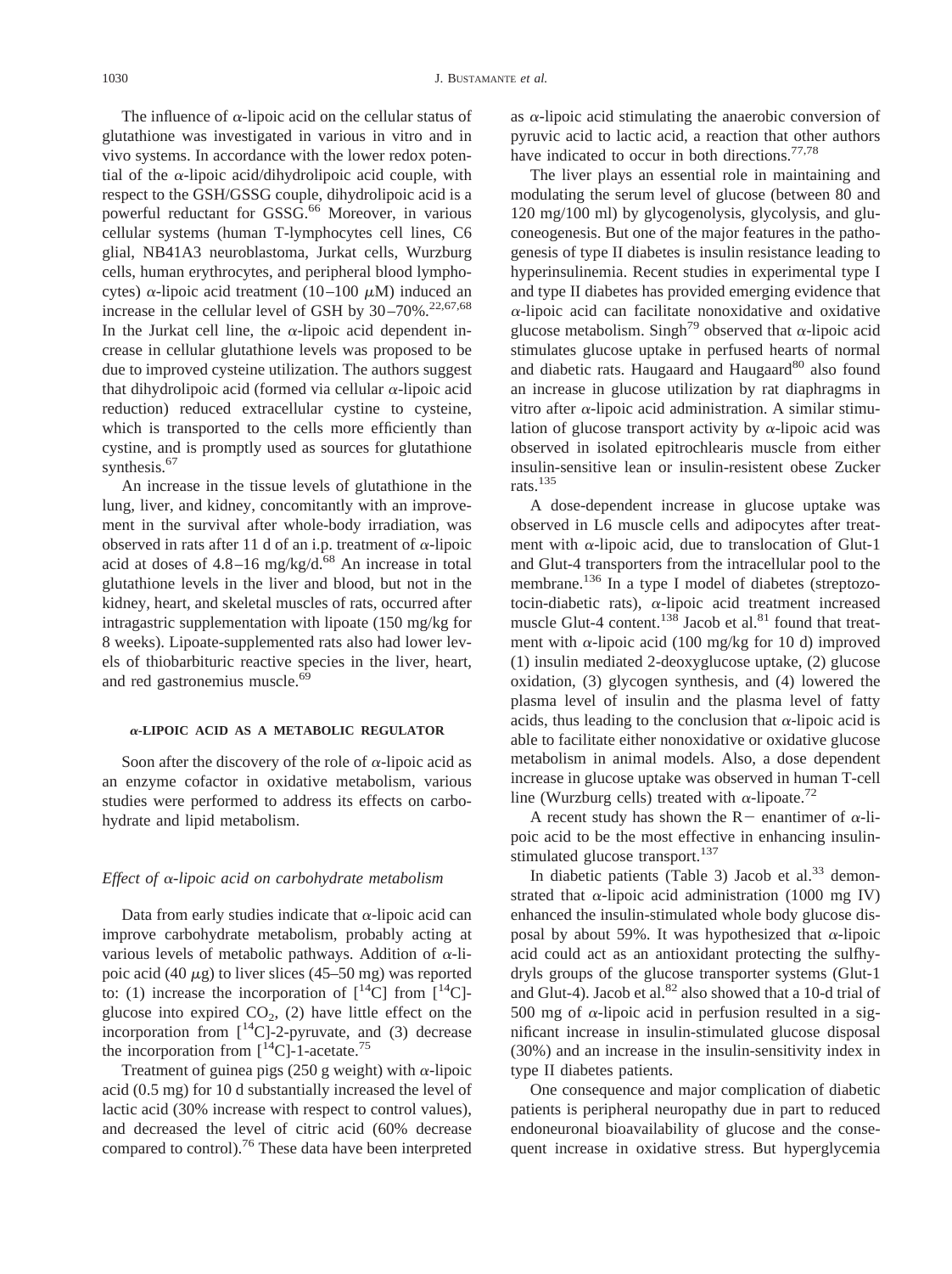The influence of α-lipoic acid on the cellular status of glutathione was investigated in various in vitro and in vivo systems. In accordance with the lower redox potential of the α-lipoic acid/dihydrolipoic acid couple, with respect to the GSH/GSSG couple, dihydrolipoic acid is a powerful reductant for GSSG.[66] Moreover, in various cellular systems (human T-lymphocytes cell lines, C6 glial, NB41A3 neuroblastoma, Jurkat cells, Wurzburg cells, human erythrocytes, and peripheral blood lymphocytes) α-lipoic acid treatment (10–100 μM) induced an increase in the cellular level of GSH by 30–70%.[22,67,68] In the Jurkat cell line, the α-lipoic acid dependent increase in cellular glutathione levels was proposed to be due to improved cysteine utilization. The authors suggest that dihydrolipoic acid (formed via cellular α-lipoic acid reduction) reduced extracellular cystine to cysteine, which is transported to the cells more efficiently than cystine, and is promptly used as sources for glutathione synthesis.[67]

An increase in the tissue levels of glutathione in the lung, liver, and kidney, concomitantly with an improvement in the survival after whole-body irradiation, was observed in rats after 11 d of an i.p. treatment of α-lipoic acid at doses of 4.8–16 mg/kg/d.[68] An increase in total glutathione levels in the liver and blood, but not in the kidney, heart, and skeletal muscles of rats, occurred after intragastric supplementation with lipoate (150 mg/kg for 8 weeks). Lipoate-supplemented rats also had lower levels of thiobarbituric reactive species in the liver, heart, and red gastronemius muscle.[69]

## α-LIPOIC ACID AS A METABOLIC REGULATOR

Soon after the discovery of the role of α-lipoic acid as an enzyme cofactor in oxidative metabolism, various studies were performed to address its effects on carbohydrate and lipid metabolism.

### *Effect of α-lipoic acid on carbohydrate metabolism*

Data from early studies indicate that α-lipoic acid can improve carbohydrate metabolism, probably acting at various levels of metabolic pathways. Addition of α-lipoic acid (40 μg) to liver slices (45–50 mg) was reported to: (1) increase the incorporation of [$^{14}$C] from [$^{14}$C]-glucose into expired $CO_2$, (2) have little effect on the incorporation from [$^{14}$C]-2-pyruvate, and (3) decrease the incorporation from [$^{14}$C]-1-acetate.[75]

Treatment of guinea pigs (250 g weight) with α-lipoic acid (0.5 mg) for 10 d substantially increased the level of lactic acid (30% increase with respect to control values), and decreased the level of citric acid (60% decrease compared to control).[76] These data have been interpreted as α-lipoic acid stimulating the anaerobic conversion of pyruvic acid to lactic acid, a reaction that other authors have indicated to occur in both directions.[77,78]

The liver plays an essential role in maintaining and modulating the serum level of glucose (between 80 and 120 mg/100 ml) by glycogenolysis, glycolysis, and gluconeogenesis. But one of the major features in the pathogenesis of type II diabetes is insulin resistance leading to hyperinsulinemia. Recent studies in experimental type I and type II diabetes has provided emerging evidence that α-lipoic acid can facilitate nonoxidative and oxidative glucose metabolism. Singh[79] observed that α-lipoic acid stimulates glucose uptake in perfused hearts of normal and diabetic rats. Haugaard and Haugaard[80] also found an increase in glucose utilization by rat diaphragms in vitro after α-lipoic acid administration. A similar stimulation of glucose transport activity by α-lipoic acid was observed in isolated epitrochlearis muscle from either insulin-sensitive lean or insulin-resistent obese Zucker rats.[135]

A dose-dependent increase in glucose uptake was observed in L6 muscle cells and adipocytes after treatment with α-lipoic acid, due to translocation of Glut-1 and Glut-4 transporters from the intracellular pool to the membrane.[136] In a type I model of diabetes (streptozotocin-diabetic rats), α-lipoic acid treatment increased muscle Glut-4 content.[138] Jacob et al.[81] found that treatment with α-lipoic acid (100 mg/kg for 10 d) improved (1) insulin mediated 2-deoxyglucose uptake, (2) glucose oxidation, (3) glycogen synthesis, and (4) lowered the plasma level of insulin and the plasma level of fatty acids, thus leading to the conclusion that α-lipoic acid is able to facilitate either nonoxidative or oxidative glucose metabolism in animal models. Also, a dose dependent increase in glucose uptake was observed in human T-cell line (Wurzburg cells) treated with α-lipoate.[72]

A recent study has shown the R− enantimer of α-lipoic acid to be the most effective in enhancing insulin-stimulated glucose transport.[137]

In diabetic patients (Table 3) Jacob et al.[33] demonstrated that α-lipoic acid administration (1000 mg IV) enhanced the insulin-stimulated whole body glucose disposal by about 59%. It was hypothesized that α-lipoic acid could act as an antioxidant protecting the sulfhydryls groups of the glucose transporter systems (Glut-1 and Glut-4). Jacob et al.[82] also showed that a 10-d trial of 500 mg of α-lipoic acid in perfusion resulted in a significant increase in insulin-stimulated glucose disposal (30%) and an increase in the insulin-sensitivity index in type II diabetes patients.

One consequence and major complication of diabetic patients is peripheral neuropathy due in part to reduced endoneuronal bioavailability of glucose and the consequent increase in oxidative stress. But hyperglycemia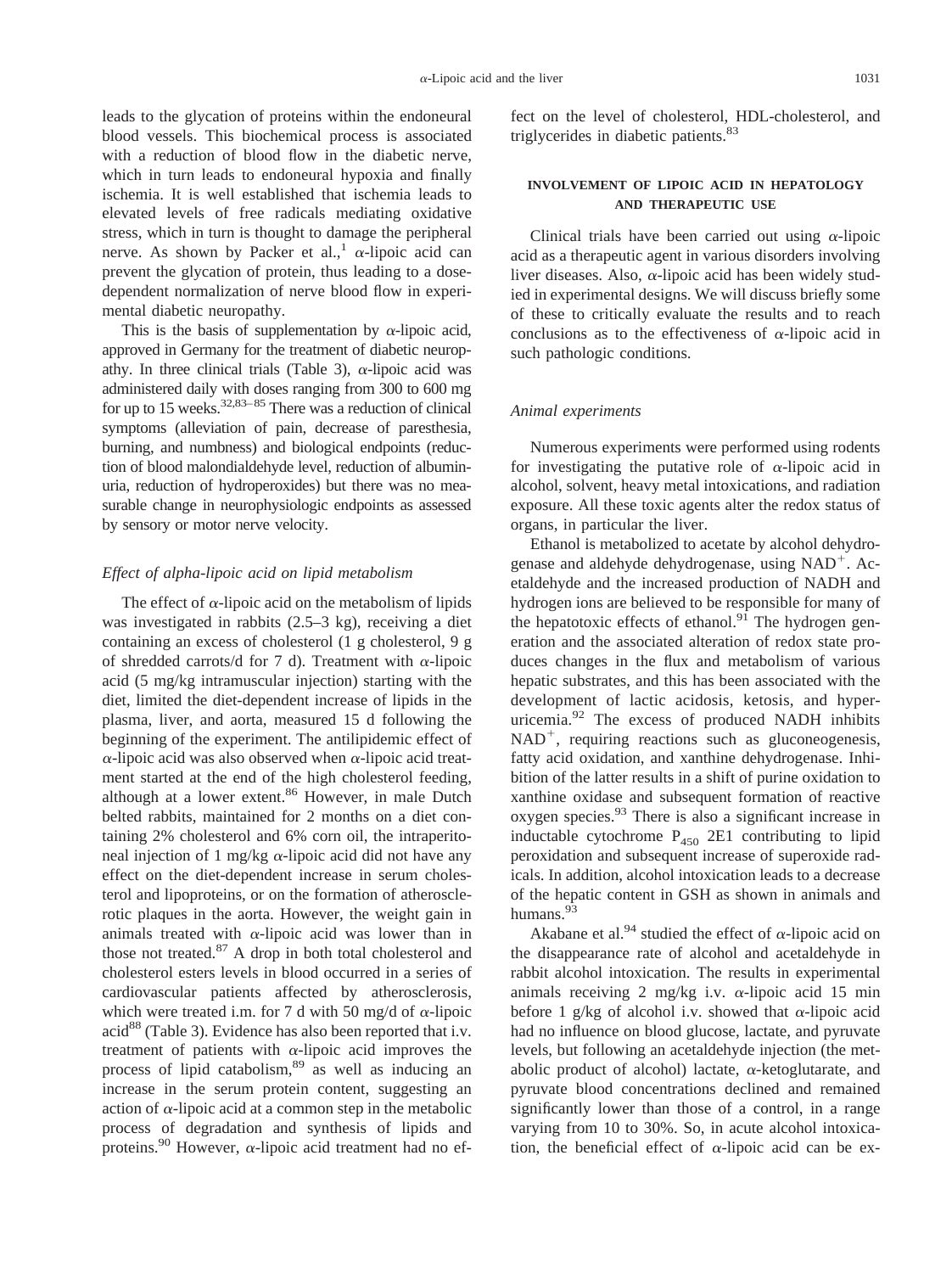leads to the glycation of proteins within the endoneural blood vessels. This biochemical process is associated with a reduction of blood flow in the diabetic nerve, which in turn leads to endoneural hypoxia and finally ischemia. It is well established that ischemia leads to elevated levels of free radicals mediating oxidative stress, which in turn is thought to damage the peripheral nerve. As shown by Packer et al.,[1] α-lipoic acid can prevent the glycation of protein, thus leading to a dose-dependent normalization of nerve blood flow in experimental diabetic neuropathy.

This is the basis of supplementation by α-lipoic acid, approved in Germany for the treatment of diabetic neuropathy. In three clinical trials (Table 3), α-lipoic acid was administered daily with doses ranging from 300 to 600 mg for up to 15 weeks.[32,83–85] There was a reduction of clinical symptoms (alleviation of pain, decrease of paresthesia, burning, and numbness) and biological endpoints (reduction of blood malondialdehyde level, reduction of albuminuria, reduction of hydroperoxides) but there was no measurable change in neurophysiologic endpoints as assessed by sensory or motor nerve velocity.

### *Effect of alpha-lipoic acid on lipid metabolism*

The effect of α-lipoic acid on the metabolism of lipids was investigated in rabbits (2.5–3 kg), receiving a diet containing an excess of cholesterol (1 g cholesterol, 9 g of shredded carrots/d for 7 d). Treatment with α-lipoic acid (5 mg/kg intramuscular injection) starting with the diet, limited the diet-dependent increase of lipids in the plasma, liver, and aorta, measured 15 d following the beginning of the experiment. The antilipidemic effect of α-lipoic acid was also observed when α-lipoic acid treatment started at the end of the high cholesterol feeding, although at a lower extent.[86] However, in male Dutch belted rabbits, maintained for 2 months on a diet containing 2% cholesterol and 6% corn oil, the intraperitoneal injection of 1 mg/kg α-lipoic acid did not have any effect on the diet-dependent increase in serum cholesterol and lipoproteins, or on the formation of atherosclerotic plaques in the aorta. However, the weight gain in animals treated with α-lipoic acid was lower than in those not treated.[87] A drop in both total cholesterol and cholesterol esters levels in blood occurred in a series of cardiovascular patients affected by atherosclerosis, which were treated i.m. for 7 d with 50 mg/d of α-lipoic acid[88] (Table 3). Evidence has also been reported that i.v. treatment of patients with α-lipoic acid improves the process of lipid catabolism,[89] as well as inducing an increase in the serum protein content, suggesting an action of α-lipoic acid at a common step in the metabolic process of degradation and synthesis of lipids and proteins.[90] However, α-lipoic acid treatment had no effect on the level of cholesterol, HDL-cholesterol, and triglycerides in diabetic patients.[83]

## INVOLVEMENT OF LIPOIC ACID IN HEPATOLOGY AND THERAPEUTIC USE

Clinical trials have been carried out using α-lipoic acid as a therapeutic agent in various disorders involving liver diseases. Also, α-lipoic acid has been widely studied in experimental designs. We will discuss briefly some of these to critically evaluate the results and to reach conclusions as to the effectiveness of α-lipoic acid in such pathologic conditions.

### *Animal experiments*

Numerous experiments were performed using rodents for investigating the putative role of α-lipoic acid in alcohol, solvent, heavy metal intoxications, and radiation exposure. All these toxic agents alter the redox status of organs, in particular the liver.

Ethanol is metabolized to acetate by alcohol dehydrogenase and aldehyde dehydrogenase, using $NAD^+$. Acetaldehyde and the increased production of NADH and hydrogen ions are believed to be responsible for many of the hepatotoxic effects of ethanol.[91] The hydrogen generation and the associated alteration of redox state produces changes in the flux and metabolism of various hepatic substrates, and this has been associated with the development of lactic acidosis, ketosis, and hyperuricemia.[92] The excess of produced NADH inhibits $NAD^+$, requiring reactions such as gluconeogenesis, fatty acid oxidation, and xanthine dehydrogenase. Inhibition of the latter results in a shift of purine oxidation to xanthine oxidase and subsequent formation of reactive oxygen species.[93] There is also a significant increase in inductable cytochrome $P_{450}$ 2E1 contributing to lipid peroxidation and subsequent increase of superoxide radicals. In addition, alcohol intoxication leads to a decrease of the hepatic content in GSH as shown in animals and humans.[93]

Akabane et al.[94] studied the effect of α-lipoic acid on the disappearance rate of alcohol and acetaldehyde in rabbit alcohol intoxication. The results in experimental animals receiving 2 mg/kg i.v. α-lipoic acid 15 min before 1 g/kg of alcohol i.v. showed that α-lipoic acid had no influence on blood glucose, lactate, and pyruvate levels, but following an acetaldehyde injection (the metabolic product of alcohol) lactate, α-ketoglutarate, and pyruvate blood concentrations declined and remained significantly lower than those of a control, in a range varying from 10 to 30%. So, in acute alcohol intoxication, the beneficial effect of α-lipoic acid can be ex-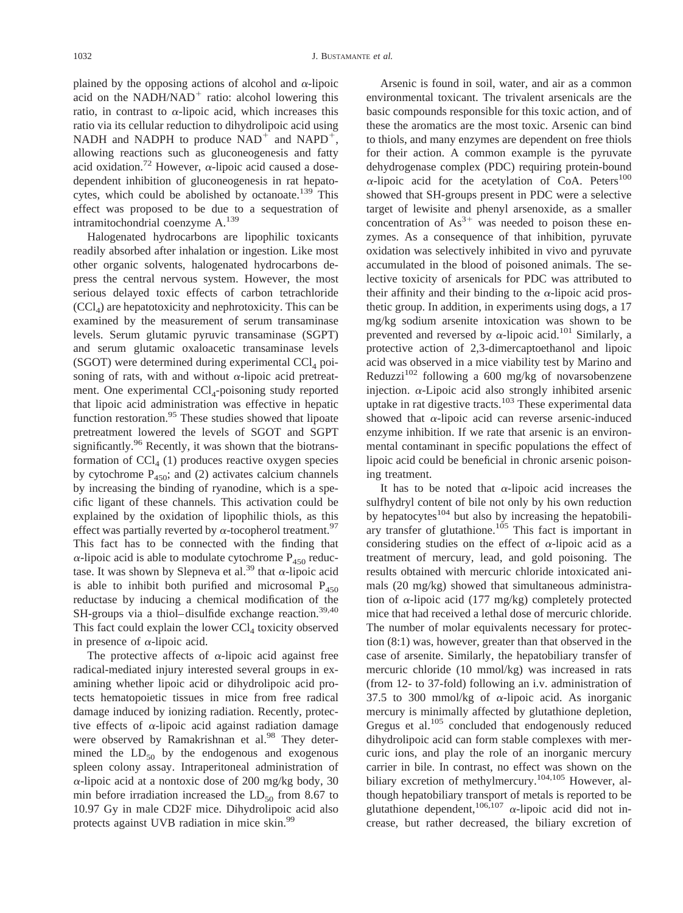plained by the opposing actions of alcohol and α-lipoic acid on the $NADH/NAD^+$ ratio: alcohol lowering this ratio, in contrast to α-lipoic acid, which increases this ratio via its cellular reduction to dihydrolipoic acid using NADH and NADPH to produce $NAD^+$ and $NAPD^+$, allowing reactions such as gluconeogenesis and fatty acid oxidation.[72] However, α-lipoic acid caused a dose-dependent inhibition of gluconeogenesis in rat hepatocytes, which could be abolished by octanoate.[139] This effect was proposed to be due to a sequestration of intramitochondrial coenzyme A.[139]

Halogenated hydrocarbons are lipophilic toxicants readily absorbed after inhalation or ingestion. Like most other organic solvents, halogenated hydrocarbons depress the central nervous system. However, the most serious delayed toxic effects of carbon tetrachloride ($CCl_4$) are hepatotoxicity and nephrotoxicity. This can be examined by the measurement of serum transaminase levels. Serum glutamic pyruvic transaminase (SGPT) and serum glutamic oxaloacetic transaminase levels (SGOT) were determined during experimental $CCl_4$ poisoning of rats, with and without α-lipoic acid pretreatment. One experimental $CCl_4$-poisoning study reported that lipoic acid administration was effective in hepatic function restoration.[95] These studies showed that lipoate pretreatment lowered the levels of SGOT and SGPT significantly.[96] Recently, it was shown that the biotransformation of $CCl_4$ (1) produces reactive oxygen species by cytochrome $P_{450}$; and (2) activates calcium channels by increasing the binding of ryanodine, which is a specific ligant of these channels. This activation could be explained by the oxidation of lipophilic thiols, as this effect was partially reverted by α-tocopherol treatment.[97] This fact has to be connected with the finding that α-lipoic acid is able to modulate cytochrome $P_{450}$ reductase. It was shown by Slepneva et al.[39] that α-lipoic acid is able to inhibit both purified and microsomal $P_{450}$ reductase by inducing a chemical modification of the SH-groups via a thiol–disulfide exchange reaction.[39,40] This fact could explain the lower $CCl_4$ toxicity observed in presence of α-lipoic acid.

The protective affects of α-lipoic acid against free radical-mediated injury interested several groups in examining whether lipoic acid or dihydrolipoic acid protects hematopoietic tissues in mice from free radical damage induced by ionizing radiation. Recently, protective effects of α-lipoic acid against radiation damage were observed by Ramakrishnan et al.[98] They determined the $LD_{50}$ by the endogenous and exogenous spleen colony assay. Intraperitoneal administration of α-lipoic acid at a nontoxic dose of 200 mg/kg body, 30 min before irradiation increased the $LD_{50}$ from 8.67 to 10.97 Gy in male CD2F mice. Dihydrolipoic acid also protects against UVB radiation in mice skin.[99]

Arsenic is found in soil, water, and air as a common environmental toxicant. The trivalent arsenicals are the basic compounds responsible for this toxic action, and of these the aromatics are the most toxic. Arsenic can bind to thiols, and many enzymes are dependent on free thiols for their action. A common example is the pyruvate dehydrogenase complex (PDC) requiring protein-bound α-lipoic acid for the acetylation of CoA. Peters[100] showed that SH-groups present in PDC were a selective target of lewisite and phenyl arsenoxide, as a smaller concentration of $As^{3+}$ was needed to poison these enzymes. As a consequence of that inhibition, pyruvate oxidation was selectively inhibited in vivo and pyruvate accumulated in the blood of poisoned animals. The selective toxicity of arsenicals for PDC was attributed to their affinity and their binding to the α-lipoic acid prosthetic group. In addition, in experiments using dogs, a 17 mg/kg sodium arsenite intoxication was shown to be prevented and reversed by α-lipoic acid.[101] Similarly, a protective action of 2,3-dimercaptoethanol and lipoic acid was observed in a mice viability test by Marino and Reduzzi[102] following a 600 mg/kg of novarsobenzene injection. α-Lipoic acid also strongly inhibited arsenic uptake in rat digestive tracts.[103] These experimental data showed that α-lipoic acid can reverse arsenic-induced enzyme inhibition. If we rate that arsenic is an environmental contaminant in specific populations the effect of lipoic acid could be beneficial in chronic arsenic poisoning treatment.

It has to be noted that α-lipoic acid increases the sulfhydryl content of bile not only by his own reduction by hepatocytes[104] but also by increasing the hepatobiliary transfer of glutathione.[105] This fact is important in considering studies on the effect of α-lipoic acid as a treatment of mercury, lead, and gold poisoning. The results obtained with mercuric chloride intoxicated animals (20 mg/kg) showed that simultaneous administration of α-lipoic acid (177 mg/kg) completely protected mice that had received a lethal dose of mercuric chloride. The number of molar equivalents necessary for protection (8:1) was, however, greater than that observed in the case of arsenite. Similarly, the hepatobiliary transfer of mercuric chloride (10 mmol/kg) was increased in rats (from 12- to 37-fold) following an i.v. administration of 37.5 to 300 mmol/kg of α-lipoic acid. As inorganic mercury is minimally affected by glutathione depletion, Gregus et al.[105] concluded that endogenously reduced dihydrolipoic acid can form stable complexes with mercuric ions, and play the role of an inorganic mercury carrier in bile. In contrast, no effect was shown on the biliary excretion of methylmercury.[104,105] However, although hepatobiliary transport of metals is reported to be glutathione dependent,[106,107] α-lipoic acid did not increase, but rather decreased, the biliary excretion of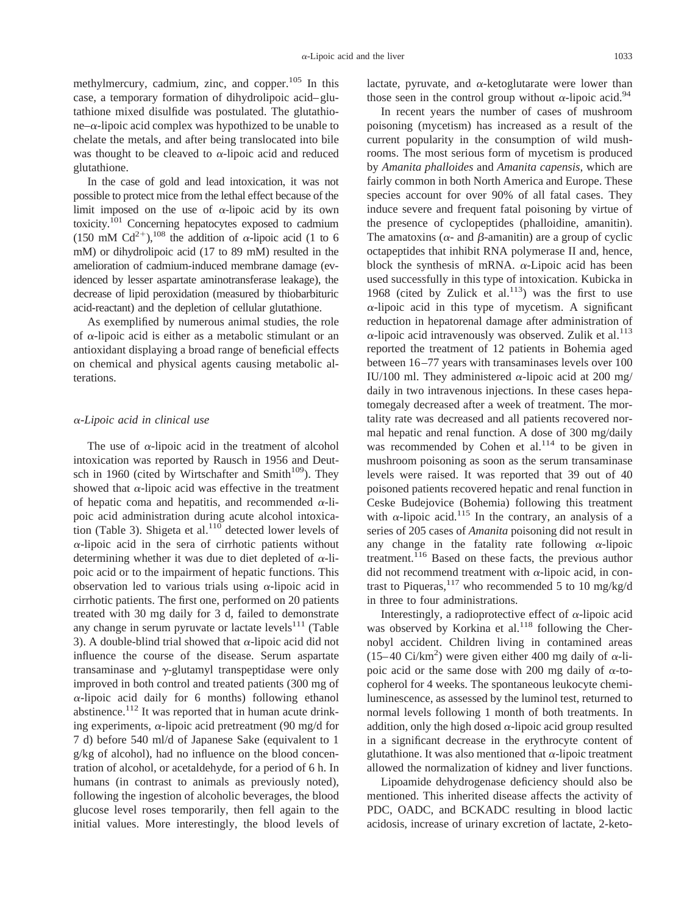methylmercury, cadmium, zinc, and copper.[105] In this case, a temporary formation of dihydrolipoic acid–glutathione mixed disulfide was postulated. The glutathione–α-lipoic acid complex was hypothized to be unable to chelate the metals, and after being translocated into bile was thought to be cleaved to α-lipoic acid and reduced glutathione.

In the case of gold and lead intoxication, it was not possible to protect mice from the lethal effect because of the limit imposed on the use of α-lipoic acid by its own toxicity.[101] Concerning hepatocytes exposed to cadmium (150 mM $Cd^{2+}$),[108] the addition of α-lipoic acid (1 to 6 mM) or dihydrolipoic acid (17 to 89 mM) resulted in the amelioration of cadmium-induced membrane damage (evidenced by lesser aspartate aminotransferase leakage), the decrease of lipid peroxidation (measured by thiobarbituric acid-reactant) and the depletion of cellular glutathione.

As exemplified by numerous animal studies, the role of α-lipoic acid is either as a metabolic stimulant or an antioxidant displaying a broad range of beneficial effects on chemical and physical agents causing metabolic alterations.

### *α-Lipoic acid in clinical use*

The use of α-lipoic acid in the treatment of alcohol intoxication was reported by Rausch in 1956 and Deutsch in 1960 (cited by Wirtschafter and Smith[109]). They showed that α-lipoic acid was effective in the treatment of hepatic coma and hepatitis, and recommended α-lipoic acid administration during acute alcohol intoxication (Table 3). Shigeta et al.[110] detected lower levels of α-lipoic acid in the sera of cirrhotic patients without determining whether it was due to diet depleted of α-lipoic acid or to the impairment of hepatic functions. This observation led to various trials using α-lipoic acid in cirrhotic patients. The first one, performed on 20 patients treated with 30 mg daily for 3 d, failed to demonstrate any change in serum pyruvate or lactate levels[111] (Table 3). A double-blind trial showed that α-lipoic acid did not influence the course of the disease. Serum aspartate transaminase and γ-glutamyl transpeptidase were only improved in both control and treated patients (300 mg of α-lipoic acid daily for 6 months) following ethanol abstinence.[112] It was reported that in human acute drinking experiments, α-lipoic acid pretreatment (90 mg/d for 7 d) before 540 ml/d of Japanese Sake (equivalent to 1 g/kg of alcohol), had no influence on the blood concentration of alcohol, or acetaldehyde, for a period of 6 h. In humans (in contrast to animals as previously noted), following the ingestion of alcoholic beverages, the blood glucose level roses temporarily, then fell again to the initial values. More interestingly, the blood levels of lactate, pyruvate, and α-ketoglutarate were lower than those seen in the control group without α-lipoic acid.[94]

In recent years the number of cases of mushroom poisoning (mycetism) has increased as a result of the current popularity in the consumption of wild mushrooms. The most serious form of mycetism is produced by *Amanita phalloides* and *Amanita capensis*, which are fairly common in both North America and Europe. These species account for over 90% of all fatal cases. They induce severe and frequent fatal poisoning by virtue of the presence of cyclopeptides (phalloidine, amanitin). The amatoxins (α- and β-amanitin) are a group of cyclic octapeptides that inhibit RNA polymerase II and, hence, block the synthesis of mRNA. α-Lipoic acid has been used successfully in this type of intoxication. Kubicka in 1968 (cited by Zulick et al.[113]) was the first to use α-lipoic acid in this type of mycetism. A significant reduction in hepatorenal damage after administration of α-lipoic acid intravenously was observed. Zulik et al.[113] reported the treatment of 12 patients in Bohemia aged between 16–77 years with transaminases levels over 100 IU/100 ml. They administered α-lipoic acid at 200 mg/daily in two intravenous injections. In these cases hepatomegaly decreased after a week of treatment. The mortality rate was decreased and all patients recovered normal hepatic and renal function. A dose of 300 mg/daily was recommended by Cohen et al.[114] to be given in mushroom poisoning as soon as the serum transaminase levels were raised. It was reported that 39 out of 40 poisoned patients recovered hepatic and renal function in Ceske Budejovice (Bohemia) following this treatment with α-lipoic acid.[115] In the contrary, an analysis of a series of 205 cases of *Amanita* poisoning did not result in any change in the fatality rate following α-lipoic treatment.[116] Based on these facts, the previous author did not recommend treatment with α-lipoic acid, in contrast to Piqueras,[117] who recommended 5 to 10 mg/kg/d in three to four administrations.

Interestingly, a radioprotective effect of α-lipoic acid was observed by Korkina et al.[118] following the Chernobyl accident. Children living in contamined areas (15–40 Ci/$km^2$) were given either 400 mg daily of α-lipoic acid or the same dose with 200 mg daily of α-tocopherol for 4 weeks. The spontaneous leukocyte chemiluminescence, as assessed by the luminol test, returned to normal levels following 1 month of both treatments. In addition, only the high dosed α-lipoic acid group resulted in a significant decrease in the erythrocyte content of glutathione. It was also mentioned that α-lipoic treatment allowed the normalization of kidney and liver functions.

Lipoamide dehydrogenase deficiency should also be mentioned. This inherited disease affects the activity of PDC, OADC, and BCKADC resulting in blood lactic acidosis, increase of urinary excretion of lactate, 2-keto-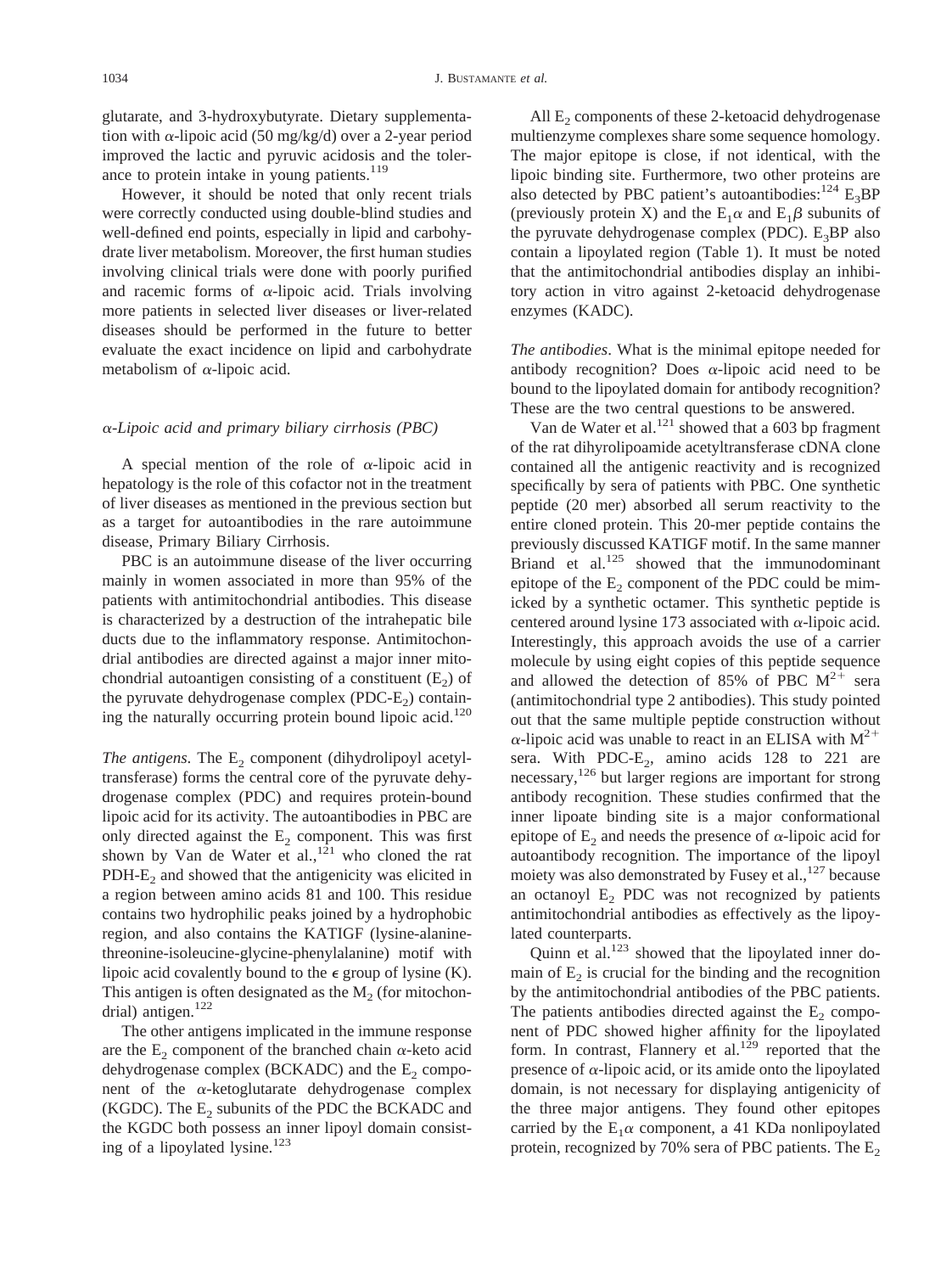glutarate, and 3-hydroxybutyrate. Dietary supplementation with α-lipoic acid (50 mg/kg/d) over a 2-year period improved the lactic and pyruvic acidosis and the tolerance to protein intake in young patients.[119]

However, it should be noted that only recent trials were correctly conducted using double-blind studies and well-defined end points, especially in lipid and carbohydrate liver metabolism. Moreover, the first human studies involving clinical trials were done with poorly purified and racemic forms of α-lipoic acid. Trials involving more patients in selected liver diseases or liver-related diseases should be performed in the future to better evaluate the exact incidence on lipid and carbohydrate metabolism of α-lipoic acid.

### *α-Lipoic acid and primary biliary cirrhosis (PBC)*

A special mention of the role of α-lipoic acid in hepatology is the role of this cofactor not in the treatment of liver diseases as mentioned in the previous section but as a target for autoantibodies in the rare autoimmune disease, Primary Biliary Cirrhosis.

PBC is an autoimmune disease of the liver occurring mainly in women associated in more than 95% of the patients with antimitochondrial antibodies. This disease is characterized by a destruction of the intrahepatic bile ducts due to the inflammatory response. Antimitochondrial antibodies are directed against a major inner mitochondrial autoantigen consisting of a constituent ($E_2$) of the pyruvate dehydrogenase complex (PDC-$E_2$) containing the naturally occurring protein bound lipoic acid.[120]

*The antigens.* The $E_2$ component (dihydrolipoyl acetyltransferase) forms the central core of the pyruvate dehydrogenase complex (PDC) and requires protein-bound lipoic acid for its activity. The autoantibodies in PBC are only directed against the $E_2$ component. This was first shown by Van de Water et al.,[121] who cloned the rat PDH-$E_2$ and showed that the antigenicity was elicited in a region between amino acids 81 and 100. This residue contains two hydrophilic peaks joined by a hydrophobic region, and also contains the KATIGF (lysine-alanine-threonine-isoleucine-glycine-phenylalanine) motif with lipoic acid covalently bound to the $\epsilon$ group of lysine (K). This antigen is often designated as the $M_2$ (for mitochondrial) antigen.[122]

The other antigens implicated in the immune response are the $E_2$ component of the branched chain α-keto acid dehydrogenase complex (BCKADC) and the $E_2$ component of the α-ketoglutarate dehydrogenase complex (KGDC). The $E_2$ subunits of the PDC the BCKADC and the KGDC both possess an inner lipoyl domain consisting of a lipoylated lysine.[123]

All $E_2$ components of these 2-ketoacid dehydrogenase multienzyme complexes share some sequence homology. The major epitope is close, if not identical, with the lipoic binding site. Furthermore, two other proteins are also detected by PBC patient's autoantibodies:[124] $E_3$BP (previously protein X) and the $E_1\alpha$ and $E_1\beta$ subunits of the pyruvate dehydrogenase complex (PDC). $E_3$BP also contain a lipoylated region (Table 1). It must be noted that the antimitochondrial antibodies display an inhibitory action in vitro against 2-ketoacid dehydrogenase enzymes (KADC).

*The antibodies.* What is the minimal epitope needed for antibody recognition? Does α-lipoic acid need to be bound to the lipoylated domain for antibody recognition? These are the two central questions to be answered.

Van de Water et al.[121] showed that a 603 bp fragment of the rat dihyrolipoamide acetyltransferase cDNA clone contained all the antigenic reactivity and is recognized specifically by sera of patients with PBC. One synthetic peptide (20 mer) absorbed all serum reactivity to the entire cloned protein. This 20-mer peptide contains the previously discussed KATIGF motif. In the same manner Briand et al.[125] showed that the immunodominant epitope of the $E_2$ component of the PDC could be mimicked by a synthetic octamer. This synthetic peptide is centered around lysine 173 associated with α-lipoic acid. Interestingly, this approach avoids the use of a carrier molecule by using eight copies of this peptide sequence and allowed the detection of 85% of PBC $M^{2+}$ sera (antimitochondrial type 2 antibodies). This study pointed out that the same multiple peptide construction without α-lipoic acid was unable to react in an ELISA with $M^{2+}$ sera. With PDC-$E_2$, amino acids 128 to 221 are necessary,[126] but larger regions are important for strong antibody recognition. These studies confirmed that the inner lipoate binding site is a major conformational epitope of $E_2$ and needs the presence of α-lipoic acid for autoantibody recognition. The importance of the lipoyl moiety was also demonstrated by Fusey et al.,[127] because an octanoyl $E_2$ PDC was not recognized by patients antimitochondrial antibodies as effectively as the lipoylated counterparts.

Quinn et al.[123] showed that the lipoylated inner domain of $E_2$ is crucial for the binding and the recognition by the antimitochondrial antibodies of the PBC patients. The patients antibodies directed against the $E_2$ component of PDC showed higher affinity for the lipoylated form. In contrast, Flannery et al.[129] reported that the presence of α-lipoic acid, or its amide onto the lipoylated domain, is not necessary for displaying antigenicity of the three major antigens. They found other epitopes carried by the $E_1\alpha$ component, a 41 KDa nonlipoylated protein, recognized by 70% sera of PBC patients. The $E_2$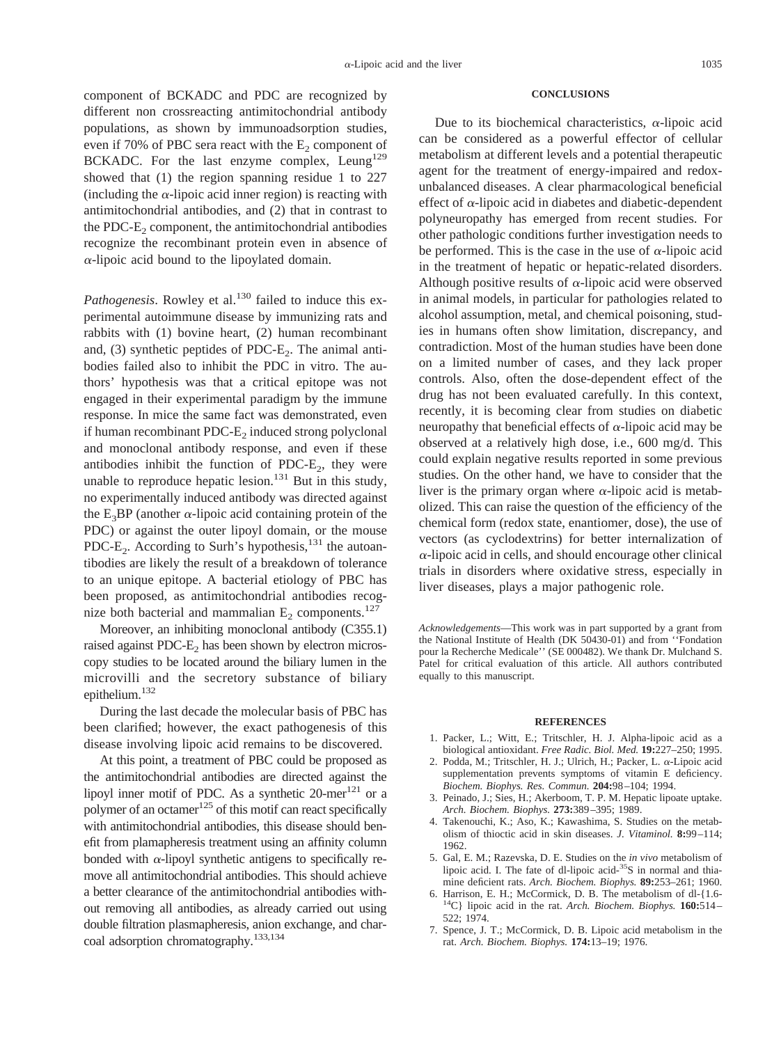component of BCKADC and PDC are recognized by different non crossreacting antimitochondrial antibody populations, as shown by immunoadsorption studies, even if 70% of PBC sera react with the $E_2$ component of BCKADC. For the last enzyme complex, Leung[129] showed that (1) the region spanning residue 1 to 227 (including the $\alpha$-lipoic acid inner region) is reacting with antimitochondrial antibodies, and (2) that in contrast to the PDC-$E_2$ component, the antimitochondrial antibodies recognize the recombinant protein even in absence of $\alpha$-lipoic acid bound to the lipoylated domain.

*Pathogenesis*. Rowley et al.[130] failed to induce this experimental autoimmune disease by immunizing rats and rabbits with (1) bovine heart, (2) human recombinant and, (3) synthetic peptides of PDC-$E_2$. The animal antibodies failed also to inhibit the PDC in vitro. The authors' hypothesis was that a critical epitope was not engaged in their experimental paradigm by the immune response. In mice the same fact was demonstrated, even if human recombinant PDC-$E_2$ induced strong polyclonal and monoclonal antibody response, and even if these antibodies inhibit the function of PDC-$E_2$, they were unable to reproduce hepatic lesion.[131] But in this study, no experimentally induced antibody was directed against the $E_3$BP (another $\alpha$-lipoic acid containing protein of the PDC) or against the outer lipoyl domain, or the mouse PDC-$E_2$. According to Surh's hypothesis,[131] the autoantibodies are likely the result of a breakdown of tolerance to an unique epitope. A bacterial etiology of PBC has been proposed, as antimitochondrial antibodies recognize both bacterial and mammalian $E_2$ components.[127]

Moreover, an inhibiting monoclonal antibody (C355.1) raised against PDC-$E_2$ has been shown by electron microscopy studies to be located around the biliary lumen in the microvilli and the secretory substance of biliary epithelium.[132]

During the last decade the molecular basis of PBC has been clarified; however, the exact pathogenesis of this disease involving lipoic acid remains to be discovered.

At this point, a treatment of PBC could be proposed as the antimitochondrial antibodies are directed against the lipoyl inner motif of PDC. As a synthetic 20-mer[121] or a polymer of an octamer[125] of this motif can react specifically with antimitochondrial antibodies, this disease should benefit from plamapheresis treatment using an affinity column bonded with $\alpha$-lipoyl synthetic antigens to specifically remove all antimitochondrial antibodies. This should achieve a better clearance of the antimitochondrial antibodies without removing all antibodies, as already carried out using double filtration plasmapheresis, anion exchange, and charcoal adsorption chromatography.[133,134]

## CONCLUSIONS

Due to its biochemical characteristics, $\alpha$-lipoic acid can be considered as a powerful effector of cellular metabolism at different levels and a potential therapeutic agent for the treatment of energy-impaired and redox-unbalanced diseases. A clear pharmacological beneficial effect of $\alpha$-lipoic acid in diabetes and diabetic-dependent polyneuropathy has emerged from recent studies. For other pathologic conditions further investigation needs to be performed. This is the case in the use of $\alpha$-lipoic acid in the treatment of hepatic or hepatic-related disorders. Although positive results of $\alpha$-lipoic acid were observed in animal models, in particular for pathologies related to alcohol assumption, metal, and chemical poisoning, studies in humans often show limitation, discrepancy, and contradiction. Most of the human studies have been done on a limited number of cases, and they lack proper controls. Also, often the dose-dependent effect of the drug has not been evaluated carefully. In this context, recently, it is becoming clear from studies on diabetic neuropathy that beneficial effects of $\alpha$-lipoic acid may be observed at a relatively high dose, i.e., 600 mg/d. This could explain negative results reported in some previous studies. On the other hand, we have to consider that the liver is the primary organ where $\alpha$-lipoic acid is metabolized. This can raise the question of the efficiency of the chemical form (redox state, enantiomer, dose), the use of vectors (as cyclodextrins) for better internalization of $\alpha$-lipoic acid in cells, and should encourage other clinical trials in disorders where oxidative stress, especially in liver diseases, plays a major pathogenic role.

*Acknowledgements*—This work was in part supported by a grant from the National Institute of Health (DK 50430-01) and from ''Fondation pour la Recherche Medicale'' (SE 000482). We thank Dr. Mulchand S. Patel for critical evaluation of this article. All authors contributed equally to this manuscript.

## REFERENCES

1. Packer, L.; Witt, E.; Tritschler, H. J. Alpha-lipoic acid as a biological antioxidant. *Free Radic. Biol. Med.* **19:**227–250; 1995.
2. Podda, M.; Tritschler, H. J.; Ulrich, H.; Packer, L. $\alpha$-Lipoic acid supplementation prevents symptoms of vitamin E deficiency. *Biochem. Biophys. Res. Commun.* **204:**98–104; 1994.
3. Peinado, J.; Sies, H.; Akerboom, T. P. M. Hepatic lipoate uptake. *Arch. Biochem. Biophys.* **273:**389–395; 1989.
4. Takenouchi, K.; Aso, K.; Kawashima, S. Studies on the metabolism of thioctic acid in skin diseases. *J. Vitaminol.* **8:**99–114; 1962.
5. Gal, E. M.; Razevska, D. E. Studies on the *in vivo* metabolism of lipoic acid. I. The fate of dl-lipoic acid-$^{35}$S in normal and thiamine deficient rats. *Arch. Biochem. Biophys.* **89:**253–261; 1960.
6. Harrison, E. H.; McCormick, D. B. The metabolism of dl-{1.6-$^{14}$C} lipoic acid in the rat. *Arch. Biochem. Biophys.* **160:**514–522; 1974.
7. Spence, J. T.; McCormick, D. B. Lipoic acid metabolism in the rat. *Arch. Biochem. Biophys.* **174:**13–19; 1976.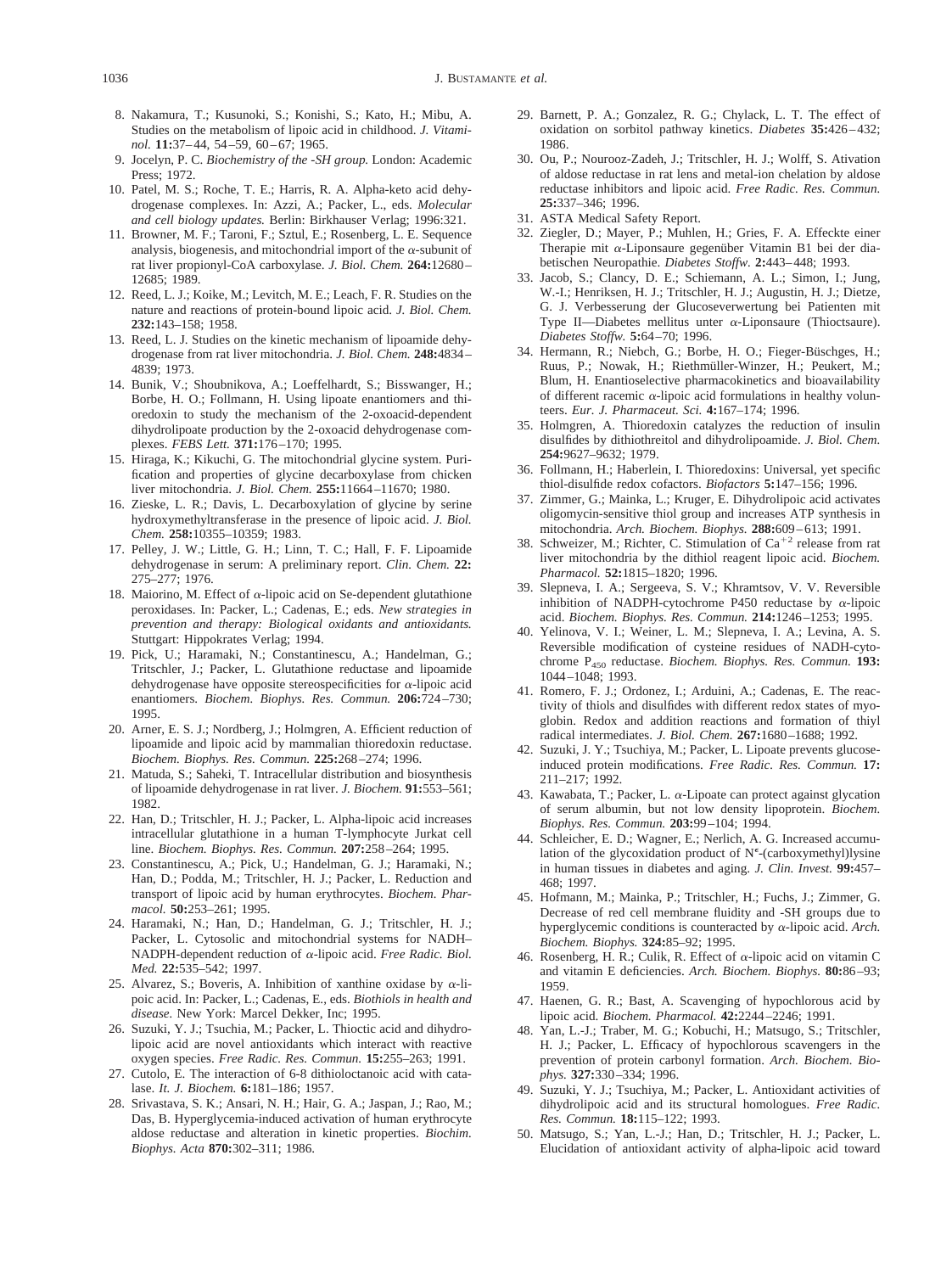8. Nakamura, T.; Kusunoki, S.; Konishi, S.; Kato, H.; Mibu, A. Studies on the metabolism of lipoic acid in childhood. *J. Vitaminol.* **11:**37–44, 54–59, 60–67; 1965.
9. Jocelyn, P. C. *Biochemistry of the -SH group.* London: Academic Press; 1972.
10. Patel, M. S.; Roche, T. E.; Harris, R. A. Alpha-keto acid dehydrogenase complexes. In: Azzi, A.; Packer, L., eds. *Molecular and cell biology updates.* Berlin: Birkhauser Verlag; 1996:321.
11. Browner, M. F.; Taroni, F.; Sztul, E.; Rosenberg, L. E. Sequence analysis, biogenesis, and mitochondrial import of the α-subunit of rat liver propionyl-CoA carboxylase. *J. Biol. Chem.* **264:**12680–12685; 1989.
12. Reed, L. J.; Koike, M.; Levitch, M. E.; Leach, F. R. Studies on the nature and reactions of protein-bound lipoic acid. *J. Biol. Chem.* **232:**143–158; 1958.
13. Reed, L. J. Studies on the kinetic mechanism of lipoamide dehydrogenase from rat liver mitochondria. *J. Biol. Chem.* **248:**4834–4839; 1973.
14. Bunik, V.; Shoubnikova, A.; Loeffelhardt, S.; Bisswanger, H.; Borbe, H. O.; Follmann, H. Using lipoate enantiomers and thioredoxin to study the mechanism of the 2-oxoacid-dependent dihydrolipoate production by the 2-oxoacid dehydrogenase complexes. *FEBS Lett.* **371:**176–170; 1995.
15. Hiraga, K.; Kikuchi, G. The mitochondrial glycine system. Purification and properties of glycine decarboxylase from chicken liver mitochondria. *J. Biol. Chem.* **255:**11664–11670; 1980.
16. Zieske, L. R.; Davis, L. Decarboxylation of glycine by serine hydroxymethyltransferase in the presence of lipoic acid. *J. Biol. Chem.* **258:**10355–10359; 1983.
17. Pelley, J. W.; Little, G. H.; Linn, T. C.; Hall, F. F. Lipoamide dehydrogenase in serum: A preliminary report. *Clin. Chem.* **22:** 275–277; 1976.
18. Maiorino, M. Effect of α-lipoic acid on Se-dependent glutathione peroxidases. In: Packer, L.; Cadenas, E.; eds. *New strategies in prevention and therapy: Biological oxidants and antioxidants.* Stuttgart: Hippokrates Verlag; 1994.
19. Pick, U.; Haramaki, N.; Constantinescu, A.; Handelman, G.; Tritschler, J.; Packer, L. Glutathione reductase and lipoamide dehydrogenase have opposite stereospecificities for α-lipoic acid enantiomers. *Biochem. Biophys. Res. Commun.* **206:**724–730; 1995.
20. Arner, E. S. J.; Nordberg, J.; Holmgren, A. Efficient reduction of lipoamide and lipoic acid by mammalian thioredoxin reductase. *Biochem. Biophys. Res. Commun.* **225:**268–274; 1996.
21. Matuda, S.; Saheki, T. Intracellular distribution and biosynthesis of lipoamide dehydrogenase in rat liver. *J. Biochem.* **91:**553–561; 1982.
22. Han, D.; Tritschler, H. J.; Packer, L. Alpha-lipoic acid increases intracellular glutathione in a human T-lymphocyte Jurkat cell line. *Biochem. Biophys. Res. Commun.* **207:**258–264; 1995.
23. Constantinescu, A.; Pick, U.; Handelman, G. J.; Haramaki, N.; Han, D.; Podda, M.; Tritschler, H. J.; Packer, L. Reduction and transport of lipoic acid by human erythrocytes. *Biochem. Pharmacol.* **50:**253–261; 1995.
24. Haramaki, N.; Han, D.; Handelman, G. J.; Tritschler, H. J.; Packer, L. Cytosolic and mitochondrial systems for NADH–NADPH-dependent reduction of α-lipoic acid. *Free Radic. Biol. Med.* **22:**535–542; 1997.
25. Alvarez, S.; Boveris, A. Inhibition of xanthine oxidase by α-lipoic acid. In: Packer, L.; Cadenas, E., eds. *Biothiols in health and disease.* New York: Marcel Dekker, Inc; 1995.
26. Suzuki, Y. J.; Tsuchia, M.; Packer, L. Thioctic acid and dihydrolipoic acid are novel antioxidants which interact with reactive oxygen species. *Free Radic. Res. Commun.* **15:**255–263; 1991.
27. Cutolo, E. The interaction of 6-8 dithioloctanoic acid with catalase. *It. J. Biochem.* **6:**181–186; 1957.
28. Srivastava, S. K.; Ansari, N. H.; Hair, G. A.; Jaspan, J.; Rao, M.; Das, B. Hyperglycemia-induced activation of human erythrocyte aldose reductase and alteration in kinetic properties. *Biochim. Biophys. Acta* **870:**302–311; 1986.
29. Barnett, P. A.; Gonzalez, R. G.; Chylack, L. T. The effect of oxidation on sorbitol pathway kinetics. *Diabetes* **35:**426–432; 1986.
30. Ou, P.; Nourooz-Zadeh, J.; Tritschler, H. J.; Wolff, S. Ativation of aldose reductase in rat lens and metal-ion chelation by aldose reductase inhibitors and lipoic acid. *Free Radic. Res. Commun.* **25:**337–346; 1996.
31. ASTA Medical Safety Report.
32. Ziegler, D.; Mayer, P.; Muhlen, H.; Gries, F. A. Effeckte einer Therapie mit α-Liponsaure gegenüber Vitamin B1 bei der diabetischen Neuropathie. *Diabetes Stoffw.* **2:**443–448; 1993.
33. Jacob, S.; Clancy, D. E.; Schiemann, A. L.; Simon, I.; Jung, W.-I.; Henriksen, H. J.; Tritschler, H. J.; Augustin, H. J.; Dietze, G. J. Verbesserung der Glucoseverwertung bei Patienten mit Type II—Diabetes mellitus unter α-Liponsaure (Thioctsaure). *Diabetes Stoffw.* **5:**64–70; 1996.
34. Hermann, R.; Niebch, G.; Borbe, H. O.; Fieger-Büschges, H.; Ruus, P.; Nowak, H.; Riethmüller-Winzer, H.; Peukert, M.; Blum, H. Enantioselective pharmacokinetics and bioavailability of different racemic α-lipoic acid formulations in healthy volunteers. *Eur. J. Pharmaceut. Sci.* **4:**167–174; 1996.
35. Holmgren, A. Thioredoxin catalyzes the reduction of insulin disulfides by dithiothreitol and dihydrolipoamide. *J. Biol. Chem.* **254:**9627–9632; 1979.
36. Follmann, H.; Haberlein, I. Thioredoxins: Universal, yet specific thiol-disulfide redox cofactors. *Biofactors* **5:**147–156; 1996.
37. Zimmer, G.; Mainka, L.; Kruger, E. Dihydrolipoic acid activates oligomycin-sensitive thiol group and increases ATP synthesis in mitochondria. *Arch. Biochem. Biophys.* **288:**609–613; 1991.
38. Schweizer, M.; Richter, C. Stimulation of $Ca^{+2}$ release from rat liver mitochondria by the dithiol reagent lipoic acid. *Biochem. Pharmacol.* **52:**1815–1820; 1996.
39. Slepneva, I. A.; Sergeeva, S. V.; Khramtsov, V. V. Reversible inhibition of NADPH-cytochrome P450 reductase by α-lipoic acid. *Biochem. Biophys. Res. Commun.* **214:**1246–1253; 1995.
40. Yelinova, V. I.; Weiner, L. M.; Slepneva, I. A.; Levina, A. S. Reversible modification of cysteine residues of NADH-cytochrome $P_{450}$ reductase. *Biochem. Biophys. Res. Commun.* **193:** 1044–1048; 1993.
41. Romero, F. J.; Ordonez, I.; Arduini, A.; Cadenas, E. The reactivity of thiols and disulfides with different redox states of myoglobin. Redox and addition reactions and formation of thiyl radical intermediates. *J. Biol. Chem.* **267:**1680–1688; 1992.
42. Suzuki, J. Y.; Tsuchiya, M.; Packer, L. Lipoate prevents glucose-induced protein modifications. *Free Radic. Res. Commun.* **17:** 211–217; 1992.
43. Kawabata, T.; Packer, L. α-Lipoate can protect against glycation of serum albumin, but not low density lipoprotein. *Biochem. Biophys. Res. Commun.* **203:**99–104; 1994.
44. Schleicher, E. D.; Wagner, E.; Nerlich, A. G. Increased accumulation of the glycoxidation product of $N^{\epsilon}$-(carboxymethyl)lysine in human tissues in diabetes and aging. *J. Clin. Invest.* **99:**457–468; 1997.
45. Hofmann, M.; Mainka, P.; Tritschler, H.; Fuchs, J.; Zimmer, G. Decrease of red cell membrane fluidity and -SH groups due to hyperglycemic conditions is counteracted by α-lipoic acid. *Arch. Biochem. Biophys.* **324:**85–92; 1995.
46. Rosenberg, H. R.; Culik, R. Effect of α-lipoic acid on vitamin C and vitamin E deficiencies. *Arch. Biochem. Biophys.* **80:**86–93; 1959.
47. Haenen, G. R.; Bast, A. Scavenging of hypochlorous acid by lipoic acid. *Biochem. Pharmacol.* **42:**2244–2246; 1991.
48. Yan, L.-J.; Traber, M. G.; Kobuchi, H.; Matsugo, S.; Tritschler, H. J.; Packer, L. Efficacy of hypochlorous scavengers in the prevention of protein carbonyl formation. *Arch. Biochem. Biophys.* **327:**330–334; 1996.
49. Suzuki, Y. J.; Tsuchiya, M.; Packer, L. Antioxidant activities of dihydrolipoic acid and its structural homologues. *Free Radic. Res. Commun.* **18:**115–122; 1993.
50. Matsugo, S.; Yan, L.-J.; Han, D.; Tritschler, H. J.; Packer, L. Elucidation of antioxidant activity of alpha-lipoic acid toward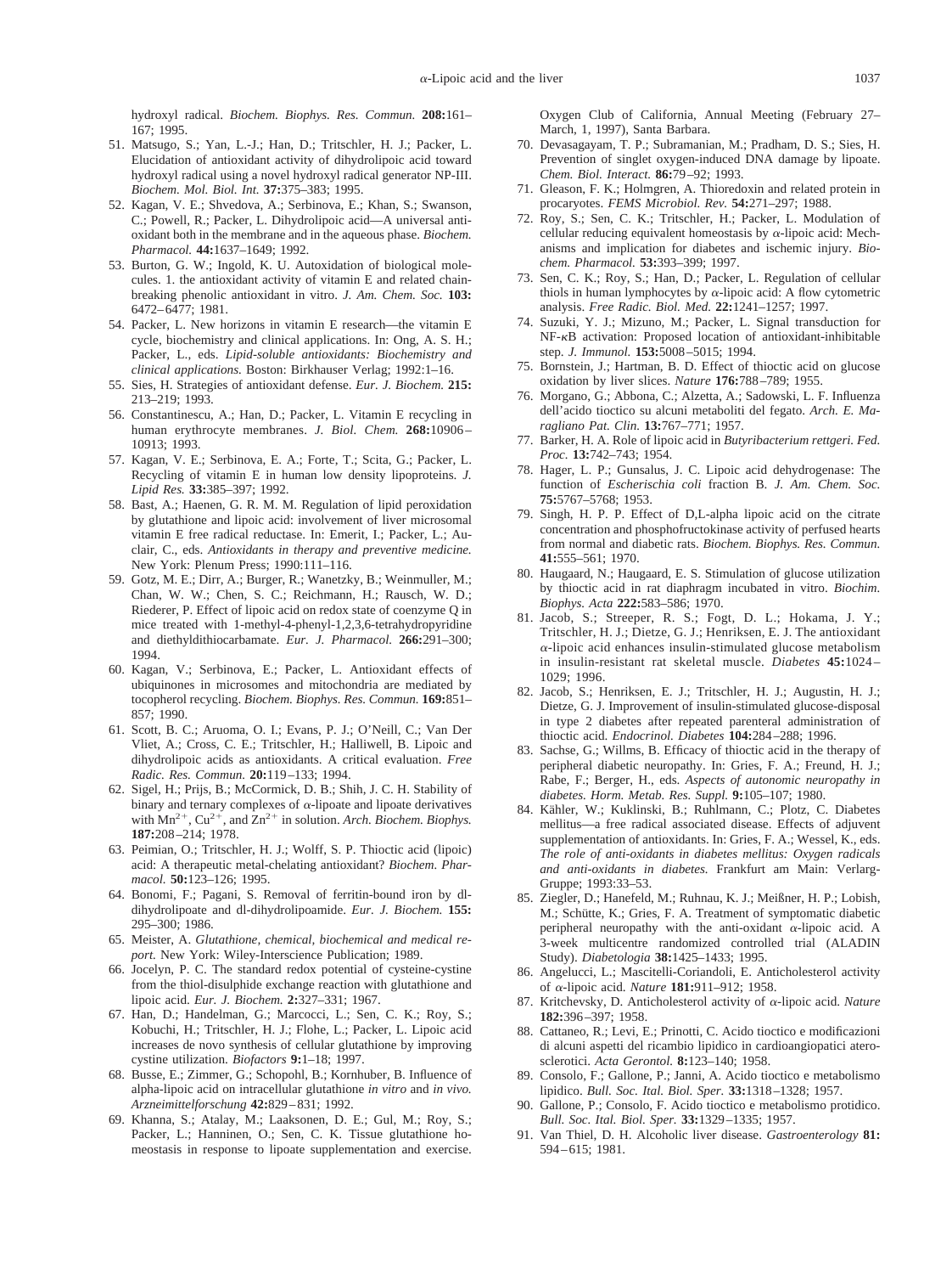hydroxyl radical. *Biochem. Biophys. Res. Commun.* **208:**161–167; 1995.

51. Matsugo, S.; Yan, L.-J.; Han, D.; Tritschler, H. J.; Packer, L. Elucidation of antioxidant activity of dihydrolipoic acid toward hydroxyl radical using a novel hydroxyl radical generator NP-III. *Biochem. Mol. Biol. Int.* **37:**375–383; 1995.
52. Kagan, V. E.; Shvedova, A.; Serbinova, E.; Khan, S.; Swanson, C.; Powell, R.; Packer, L. Dihydrolipoic acid—A universal antioxidant both in the membrane and in the aqueous phase. *Biochem. Pharmacol.* **44:**1637–1649; 1992.
53. Burton, G. W.; Ingold, K. U. Autoxidation of biological molecules. 1. the antioxidant activity of vitamin E and related chain-breaking phenolic antioxidant in vitro. *J. Am. Chem. Soc.* **103:**6472–6477; 1981.
54. Packer, L. New horizons in vitamin E research—the vitamin E cycle, biochemistry and clinical applications. In: Ong, A. S. H.; Packer, L., eds. *Lipid-soluble antioxidants: Biochemistry and clinical applications.* Boston: Birkhauser Verlag; 1992:1–16.
55. Sies, H. Strategies of antioxidant defense. *Eur. J. Biochem.* **215:**213–219; 1993.
56. Constantinescu, A.; Han, D.; Packer, L. Vitamin E recycling in human erythrocyte membranes. *J. Biol. Chem.* **268:**10906–10913; 1993.
57. Kagan, V. E.; Serbinova, E. A.; Forte, T.; Scita, G.; Packer, L. Recycling of vitamin E in human low density lipoproteins. *J. Lipid Res.* **33:**385–397; 1992.
58. Bast, A.; Haenen, G. R. M. M. Regulation of lipid peroxidation by glutathione and lipoic acid: involvement of liver microsomal vitamin E free radical reductase. In: Emerit, I.; Packer, L.; Auclair, C., eds. *Antioxidants in therapy and preventive medicine.* New York: Plenum Press; 1990:111–116.
59. Gotz, M. E.; Dirr, A.; Burger, R.; Wanetzky, B.; Weinmuller, M.; Chan, W. W.; Chen, S. C.; Reichmann, H.; Rausch, W. D.; Riederer, P. Effect of lipoic acid on redox state of coenzyme Q in mice treated with 1-methyl-4-phenyl-1,2,3,6-tetrahydropyridine and diethyldithiocarbamate. *Eur. J. Pharmacol.* **266:**291–300; 1994.
60. Kagan, V.; Serbinova, E.; Packer, L. Antioxidant effects of ubiquinones in microsomes and mitochondria are mediated by tocopherol recycling. *Biochem. Biophys. Res. Commun.* **169:**851–857; 1990.
61. Scott, B. C.; Aruoma, O. I.; Evans, P. J.; O'Neill, C.; Van Der Vliet, A.; Cross, C. E.; Tritschler, H.; Halliwell, B. Lipoic and dihydrolipoic acids as antioxidants. A critical evaluation. *Free Radic. Res. Commun.* **20:**119–133; 1994.
62. Sigel, H.; Prijs, B.; McCormick, D. B.; Shih, J. C. H. Stability of binary and ternary complexes of α-lipoate and lipoate derivatives with $Mn^{2+}$, $Cu^{2+}$, and $Zn^{2+}$ in solution. *Arch. Biochem. Biophys.* **187:**208–214; 1978.
63. Peimian, O.; Tritschler, H. J.; Wolff, S. P. Thioctic acid (lipoic) acid: A therapeutic metal-chelating antioxidant? *Biochem. Pharmacol.* **50:**123–126; 1995.
64. Bonomi, F.; Pagani, S. Removal of ferritin-bound iron by dl-dihydrolipoate and dl-dihydrolipoamide. *Eur. J. Biochem.* **155:**295–300; 1986.
65. Meister, A. *Glutathione, chemical, biochemical and medical report.* New York: Wiley-Interscience Publication; 1989.
66. Jocelyn, P. C. The standard redox potential of cysteine-cystine from the thiol-disulphide exchange reaction with glutathione and lipoic acid. *Eur. J. Biochem.* **2:**327–331; 1967.
67. Han, D.; Handelman, G.; Marcocci, L.; Sen, C. K.; Roy, S.; Kobuchi, H.; Tritschler, H. J.; Flohe, L.; Packer, L. Lipoic acid increases de novo synthesis of cellular glutathione by improving cystine utilization. *Biofactors* **9:**1–18; 1997.
68. Busse, E.; Zimmer, G.; Schopohl, B.; Kornhuber, B. Influence of alpha-lipoic acid on intracellular glutathione *in vitro* and *in vivo. Arzneimittelforschung* **42:**829–831; 1992.
69. Khanna, S.; Atalay, M.; Laaksonen, D. E.; Gul, M.; Roy, S.; Packer, L.; Hanninen, O.; Sen, C. K. Tissue glutathione homeostasis in response to lipoate supplementation and exercise. Oxygen Club of California, Annual Meeting (February 27–March, 1, 1997), Santa Barbara.
70. Devasagayam, T. P.; Subramanian, M.; Pradham, D. S.; Sies, H. Prevention of singlet oxygen-induced DNA damage by lipoate. *Chem. Biol. Interact.* **86:**79–92; 1993.
71. Gleason, F. K.; Holmgren, A. Thioredoxin and related protein in procaryotes. *FEMS Microbiol. Rev.* **54:**271–297; 1988.
72. Roy, S.; Sen, C. K.; Tritschler, H.; Packer, L. Modulation of cellular reducing equivalent homeostasis by α-lipoic acid: Mechanisms and implication for diabetes and ischemic injury. *Biochem. Pharmacol.* **53:**393–399; 1997.
73. Sen, C. K.; Roy, S.; Han, D.; Packer, L. Regulation of cellular thiols in human lymphocytes by α-lipoic acid: A flow cytometric analysis. *Free Radic. Biol. Med.* **22:**1241–1257; 1997.
74. Suzuki, Y. J.; Mizuno, M.; Packer, L. Signal transduction for NF-κB activation: Proposed location of antioxidant-inhibitable step. *J. Immunol.* **153:**5008–5015; 1994.
75. Bornstein, J.; Hartman, B. D. Effect of thioctic acid on glucose oxidation by liver slices. *Nature* **176:**788–789; 1955.
76. Morgano, G.; Abbona, C.; Alzetta, A.; Sadowski, L. F. Influenza dell'acido tioctico su alcuni metaboliti del fegato. *Arch. E. Maragliano Pat. Clin.* **13:**767–771; 1957.
77. Barker, H. A. Role of lipoic acid in *Butyribacterium rettgeri. Fed. Proc.* **13:**742–743; 1954.
78. Hager, L. P.; Gunsalus, J. C. Lipoic acid dehydrogenase: The function of *Escherischia coli* fraction B. *J. Am. Chem. Soc.* **75:**5767–5768; 1953.
79. Singh, H. P. P. Effect of D,L-alpha lipoic acid on the citrate concentration and phosphofructokinase activity of perfused hearts from normal and diabetic rats. *Biochem. Biophys. Res. Commun.* **41:**555–561; 1970.
80. Haugaard, N.; Haugaard, E. S. Stimulation of glucose utilization by thioctic acid in rat diaphragm incubated in vitro. *Biochim. Biophys. Acta* **222:**583–586; 1970.
81. Jacob, S.; Streeper, R. S.; Fogt, D. L.; Hokama, J. Y.; Tritschler, H. J.; Dietze, G. J.; Henriksen, E. J. The antioxidant α-lipoic acid enhances insulin-stimulated glucose metabolism in insulin-resistant rat skeletal muscle. *Diabetes* **45:**1024–1029; 1996.
82. Jacob, S.; Henriksen, E. J.; Tritschler, H. J.; Augustin, H. J.; Dietze, G. J. Improvement of insulin-stimulated glucose-disposal in type 2 diabetes after repeated parenteral administration of thioctic acid. *Endocrinol. Diabetes* **104:**284–288; 1996.
83. Sachse, G.; Willms, B. Efficacy of thioctic acid in the therapy of peripheral diabetic neuropathy. In: Gries, F. A.; Freund, H. J.; Rabe, F.; Berger, H., eds. *Aspects of autonomic neuropathy in diabetes. Horm. Metab. Res. Suppl.* **9:**105–107; 1980.
84. Kähler, W.; Kuklinski, B.; Ruhlmann, C.; Plotz, C. Diabetes mellitus—a free radical associated disease. Effects of adjuvent supplementation of antioxidants. In: Gries, F. A.; Wessel, K., eds. *The role of anti-oxidants in diabetes mellitus: Oxygen radicals and anti-oxidants in diabetes.* Frankfurt am Main: Verlarg-Gruppe; 1993:33–53.
85. Ziegler, D.; Hanefeld, M.; Ruhnau, K. J.; Meißner, H. P.; Lobish, M.; Schütte, K.; Gries, F. A. Treatment of symptomatic diabetic peripheral neuropathy with the anti-oxidant α-lipoic acid. A 3-week multicentre randomized controlled trial (ALADIN Study). *Diabetologia* **38:**1425–1433; 1995.
86. Angelucci, L.; Mascitelli-Coriandoli, E. Anticholesterol activity of α-lipoic acid. *Nature* **181:**911–912; 1958.
87. Kritchevsky, D. Anticholesterol activity of α-lipoic acid. *Nature* **182:**396–397; 1958.
88. Cattaneo, R.; Levi, E.; Prinotti, C. Acido tioctico e modificazioni di alcuni aspetti del ricambio lipidico in cardioangiopatici aterosclerotici. *Acta Gerontol.* **8:**123–140; 1958.
89. Consolo, F.; Gallone, P.; Janni, A. Acido tioctico e metabolismo lipidico. *Bull. Soc. Ital. Biol. Sper.* **33:**1318–1328; 1957.
90. Gallone, P.; Consolo, F. Acido tioctico e metabolismo protidico. *Bull. Soc. Ital. Biol. Sper.* **33:**1329–1335; 1957.
91. Van Thiel, D. H. Alcoholic liver disease. *Gastroenterology* **81:**594–615; 1981.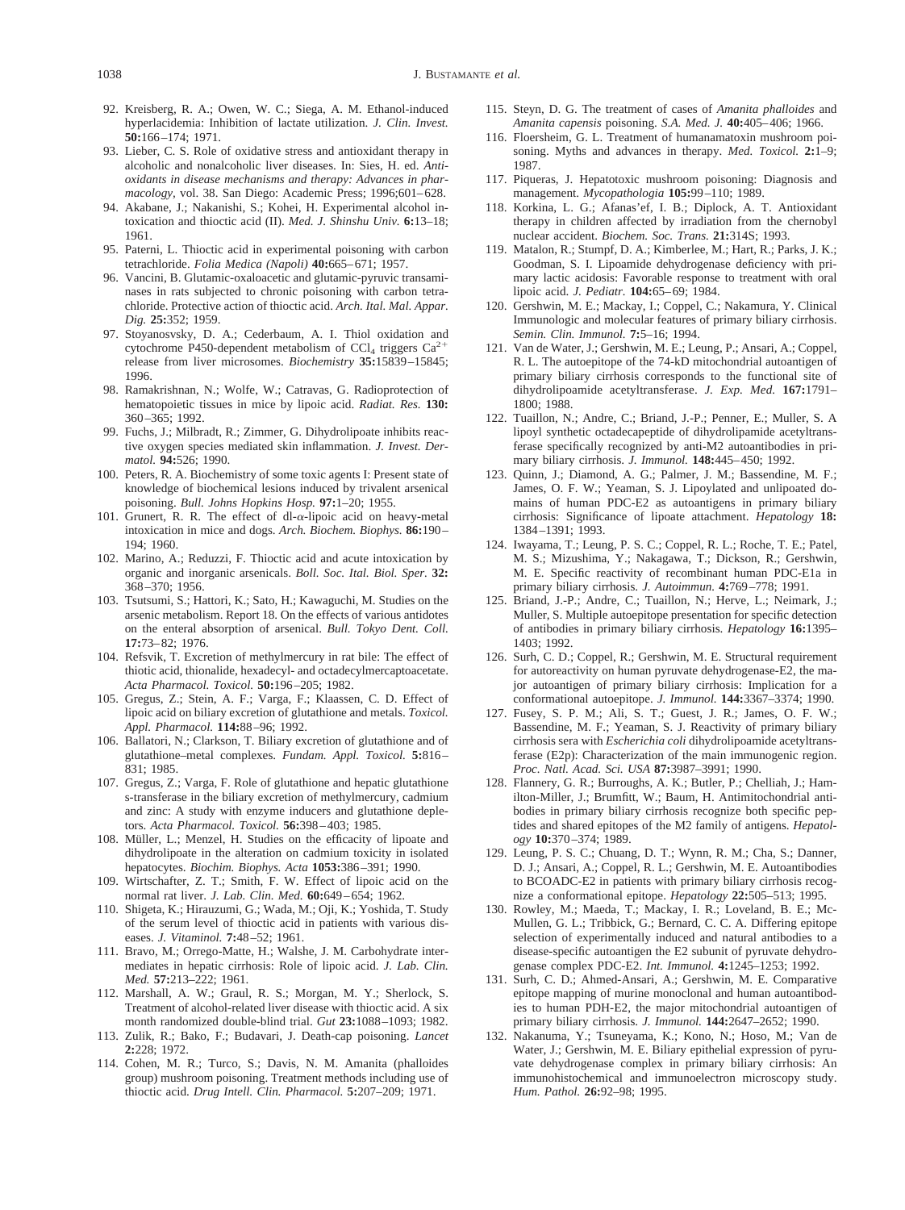92. Kreisberg, R. A.; Owen, W. C.; Siega, A. M. Ethanol-induced hyperlacidemia: Inhibition of lactate utilization. *J. Clin. Invest.* **50:**166–174; 1971.
93. Lieber, C. S. Role of oxidative stress and antioxidant therapy in alcoholic and nonalcoholic liver diseases. In: Sies, H. ed. *Antioxidants in disease mechanisms and therapy: Advances in pharmacology*, vol. 38. San Diego: Academic Press; 1996;601–628.
94. Akabane, J.; Nakanishi, S.; Kohei, H. Experimental alcohol intoxication and thioctic acid (II). *Med. J. Shinshu Univ.* **6:**13–18; 1961.
95. Paterni, L. Thioctic acid in experimental poisoning with carbon tetrachloride. *Folia Medica (Napoli)* **40:**665–671; 1957.
96. Vancini, B. Glutamic-oxaloacetic and glutamic-pyruvic transaminases in rats subjected to chronic poisoning with carbon tetrachloride. Protective action of thioctic acid. *Arch. Ital. Mal. Appar. Dig.* **25:**352; 1959.
97. Stoyanosvsky, D. A.; Cederbaum, A. I. Thiol oxidation and cytochrome P450-dependent metabolism of $CCl_4$ triggers $Ca^{2+}$ release from liver microsomes. *Biochemistry* **35:**15839–15845; 1996.
98. Ramakrishnan, N.; Wolfe, W.; Catravas, G. Radioprotection of hematopoietic tissues in mice by lipoic acid. *Radiat. Res.* **130:** 360–365; 1992.
99. Fuchs, J.; Milbradt, R.; Zimmer, G. Dihydrolipoate inhibits reactive oxygen species mediated skin inflammation. *J. Invest. Dermatol.* **94:**526; 1990.
100. Peters, R. A. Biochemistry of some toxic agents I: Present state of knowledge of biochemical lesions induced by trivalent arsenical poisoning. *Bull. Johns Hopkins Hosp.* **97:**1–20; 1955.
101. Grunert, R. R. The effect of dl-α-lipoic acid on heavy-metal intoxication in mice and dogs. *Arch. Biochem. Biophys.* **86:**190–194; 1960.
102. Marino, A.; Reduzzi, F. Thioctic acid and acute intoxication by organic and inorganic arsenicals. *Boll. Soc. Ital. Biol. Sper.* **32:** 368–370; 1956.
103. Tsutsumi, S.; Hattori, K.; Sato, H.; Kawaguchi, M. Studies on the arsenic metabolism. Report 18. On the effects of various antidotes on the enteral absorption of arsenical. *Bull. Tokyo Dent. Coll.* **17:**73–82; 1976.
104. Refsvik, T. Excretion of methylmercury in rat bile: The effect of thiotic acid, thionalide, hexadecyl- and octadecylmercaptoacetate. *Acta Pharmacol. Toxicol.* **50:**196–205; 1982.
105. Gregus, Z.; Stein, A. F.; Varga, F.; Klaassen, C. D. Effect of lipoic acid on biliary excretion of glutathione and metals. *Toxicol. Appl. Pharmacol.* **114:**88–96; 1992.
106. Ballatori, N.; Clarkson, T. Biliary excretion of glutathione and of glutathione–metal complexes. *Fundam. Appl. Toxicol.* **5:**816–831; 1985.
107. Gregus, Z.; Varga, F. Role of glutathione and hepatic glutathione s-transferase in the biliary excretion of methylmercury, cadmium and zinc: A study with enzyme inducers and glutathione depletors. *Acta Pharmacol. Toxicol.* **56:**398–403; 1985.
108. Müller, L.; Menzel, H. Studies on the efficacity of lipoate and dihydrolipoate in the alteration on cadmium toxicity in isolated hepatocytes. *Biochim. Biophys. Acta* **1053:**386–391; 1990.
109. Wirtschafter, Z. T.; Smith, F. W. Effect of lipoic acid on the normal rat liver. *J. Lab. Clin. Med.* **60:**649–654; 1962.
110. Shigeta, K.; Hirauzumi, G.; Wada, M.; Oji, K.; Yoshida, T. Study of the serum level of thioctic acid in patients with various diseases. *J. Vitaminol.* **7:**48–52; 1961.
111. Bravo, M.; Orrego-Matte, H.; Walshe, J. M. Carbohydrate intermediates in hepatic cirrhosis: Role of lipoic acid. *J. Lab. Clin. Med.* **57:**213–222; 1961.
112. Marshall, A. W.; Graul, R. S.; Morgan, M. Y.; Sherlock, S. Treatment of alcohol-related liver disease with thioctic acid. A six month randomized double-blind trial. *Gut* **23:**1088–1093; 1982.
113. Zulik, R.; Bako, F.; Budavari, J. Death-cap poisoning. *Lancet* **2:**228; 1972.
114. Cohen, M. R.; Turco, S.; Davis, N. M. Amanita (phalloides group) mushroom poisoning. Treatment methods including use of thioctic acid. *Drug Intell. Clin. Pharmacol.* **5:**207–209; 1971.
115. Steyn, D. G. The treatment of cases of *Amanita phalloides* and *Amanita capensis* poisoning. *S.A. Med. J.* **40:**405–406; 1966.
116. Floersheim, G. L. Treatment of humanamatoxin mushroom poisoning. Myths and advances in therapy. *Med. Toxicol.* **2:**1–9; 1987.
117. Piqueras, J. Hepatotoxic mushroom poisoning: Diagnosis and management. *Mycopathologia* **105:**99–110; 1989.
118. Korkina, L. G.; Afanas'ef, I. B.; Diplock, A. T. Antioxidant therapy in children affected by irradiation from the chernobyl nuclear accident. *Biochem. Soc. Trans.* **21:**314S; 1993.
119. Matalon, R.; Stumpf, D. A.; Kimberlee, M.; Hart, R.; Parks, J. K.; Goodman, S. I. Lipoamide dehydrogenase deficiency with primary lactic acidosis: Favorable response to treatment with oral lipoic acid. *J. Pediatr.* **104:**65–69; 1984.
120. Gershwin, M. E.; Mackay, I.; Coppel, C.; Nakamura, Y. Clinical Immunologic and molecular features of primary biliary cirrhosis. *Semin. Clin. Immunol.* **7:**5–16; 1994.
121. Van de Water, J.; Gershwin, M. E.; Leung, P.; Ansari, A.; Coppel, R. L. The autoepitope of the 74-kD mitochondrial autoantigen of primary biliary cirrhosis corresponds to the functional site of dihydrolipoamide acetyltransferase. *J. Exp. Med.* **167:**1791–1800; 1988.
122. Tuaillon, N.; Andre, C.; Briand, J.-P.; Penner, E.; Muller, S. A lipoyl synthetic octadecapeptide of dihydrolipamide acetyltransferase specifically recognized by anti-M2 autoantibodies in primary biliary cirrhosis. *J. Immunol.* **148:**445–450; 1992.
123. Quinn, J.; Diamond, A. G.; Palmer, J. M.; Bassendine, M. F.; James, O. F. W.; Yeaman, S. J. Lipoylated and unlipoated domains of human PDC-E2 as autoantigens in primary biliary cirrhosis: Significance of lipoate attachment. *Hepatology* **18:** 1384–1391; 1993.
124. Iwayama, T.; Leung, P. S. C.; Coppel, R. L.; Roche, T. E.; Patel, M. S.; Mizushima, Y.; Nakagawa, T.; Dickson, R.; Gershwin, M. E. Specific reactivity of recombinant human PDC-E1a in primary biliary cirrhosis. *J. Autoimmun.* **4:**769–778; 1991.
125. Briand, J.-P.; Andre, C.; Tuaillon, N.; Herve, L.; Neimark, J.; Muller, S. Multiple autoepitope presentation for specific detection of antibodies in primary biliary cirrhosis. *Hepatology* **16:**1395–1403; 1992.
126. Surh, C. D.; Coppel, R.; Gershwin, M. E. Structural requirement for autoreactivity on human pyruvate dehydrogenase-E2, the major autoantigen of primary biliary cirrhosis: Implication for a conformational autoepitope. *J. Immunol.* **144:**3367–3374; 1990.
127. Fusey, S. P. M.; Ali, S. T.; Guest, J. R.; James, O. F. W.; Bassendine, M. F.; Yeaman, S. J. Reactivity of primary biliary cirrhosis sera with *Escherichia coli* dihydrolipoamide acetyltransferase (E2p): Characterization of the main immunogenic region. *Proc. Natl. Acad. Sci. USA* **87:**3987–3991; 1990.
128. Flannery, G. R.; Burroughs, A. K.; Butler, P.; Chelliah, J.; Hamilton-Miller, J.; Brumfitt, W.; Baum, H. Antimitochondrial antibodies in primary biliary cirrhosis recognize both specific peptides and shared epitopes of the M2 family of antigens. *Hepatology* **10:**370–374; 1989.
129. Leung, P. S. C.; Chuang, D. T.; Wynn, R. M.; Cha, S.; Danner, D. J.; Ansari, A.; Coppel, R. L.; Gershwin, M. E. Autoantibodies to BCOADC-E2 in patients with primary biliary cirrhosis recognize a conformational epitope. *Hepatology* **22:**505–513; 1995.
130. Rowley, M.; Maeda, T.; Mackay, I. R.; Loveland, B. E.; McMullen, G. L.; Tribbick, G.; Bernard, C. C. A. Differing epitope selection of experimentally induced and natural antibodies to a disease-specific autoantigen the E2 subunit of pyruvate dehydrogenase complex PDC-E2. *Int. Immunol.* **4:**1245–1253; 1992.
131. Surh, C. D.; Ahmed-Ansari, A.; Gershwin, M. E. Comparative epitope mapping of murine monoclonal and human autoantibodies to human PDH-E2, the major mitochondrial autoantigen of primary biliary cirrhosis. *J. Immunol.* **144:**2647–2652; 1990.
132. Nakanuma, Y.; Tsuneyama, K.; Kono, N.; Hoso, M.; Van de Water, J.; Gershwin, M. E. Biliary epithelial expression of pyruvate dehydrogenase complex in primary biliary cirrhosis: An immunohistochemical and immunoelectron microscopy study. *Hum. Pathol.* **26:**92–98; 1995.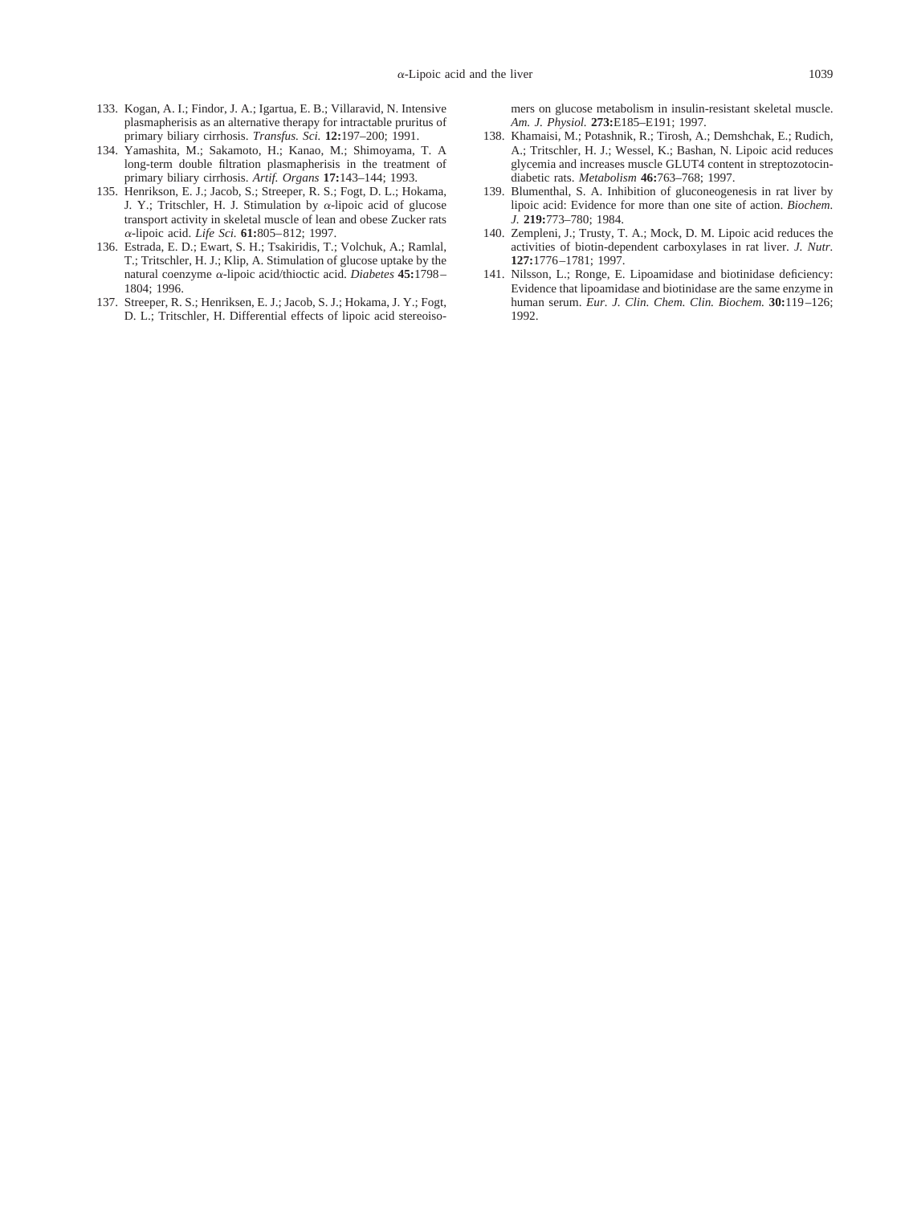133. Kogan, A. I.; Findor, J. A.; Igartua, E. B.; Villaravid, N. Intensive plasmapherisis as an alternative therapy for intractable pruritus of primary biliary cirrhosis. *Transfus. Sci.* **12:**197–200; 1991.
134. Yamashita, M.; Sakamoto, H.; Kanao, M.; Shimoyama, T. A long-term double filtration plasmapherisis in the treatment of primary biliary cirrhosis. *Artif. Organs* **17:**143–144; 1993.
135. Henrikson, E. J.; Jacob, S.; Streeper, R. S.; Fogt, D. L.; Hokama, J. Y.; Tritschler, H. J. Stimulation by α-lipoic acid of glucose transport activity in skeletal muscle of lean and obese Zucker rats α-lipoic acid. *Life Sci.* **61:**805–812; 1997.
136. Estrada, E. D.; Ewart, S. H.; Tsakiridis, T.; Volchuk, A.; Ramlal, T.; Tritschler, H. J.; Klip, A. Stimulation of glucose uptake by the natural coenzyme α-lipoic acid/thioctic acid. *Diabetes* **45:**1798–1804; 1996.
137. Streeper, R. S.; Henriksen, E. J.; Jacob, S. J.; Hokama, J. Y.; Fogt, D. L.; Tritschler, H. Differential effects of lipoic acid stereoisomers on glucose metabolism in insulin-resistant skeletal muscle. *Am. J. Physiol.* **273:**E185–E191; 1997.
138. Khamaisi, M.; Potashnik, R.; Tirosh, A.; Demshchak, E.; Rudich, A.; Tritschler, H. J.; Wessel, K.; Bashan, N. Lipoic acid reduces glycemia and increases muscle GLUT4 content in streptozotocin-diabetic rats. *Metabolism* **46:**763–768; 1997.
139. Blumenthal, S. A. Inhibition of gluconeogenesis in rat liver by lipoic acid: Evidence for more than one site of action. *Biochem. J.* **219:**773–780; 1984.
140. Zempleni, J.; Trusty, T. A.; Mock, D. M. Lipoic acid reduces the activities of biotin-dependent carboxylases in rat liver. *J. Nutr.* **127:**1776–1781; 1997.
141. Nilsson, L.; Ronge, E. Lipoamidase and biotinidase deficiency: Evidence that lipoamidase and biotinidase are the same enzyme in human serum. *Eur. J. Clin. Chem. Clin. Biochem.* **30:**119–126; 1992.